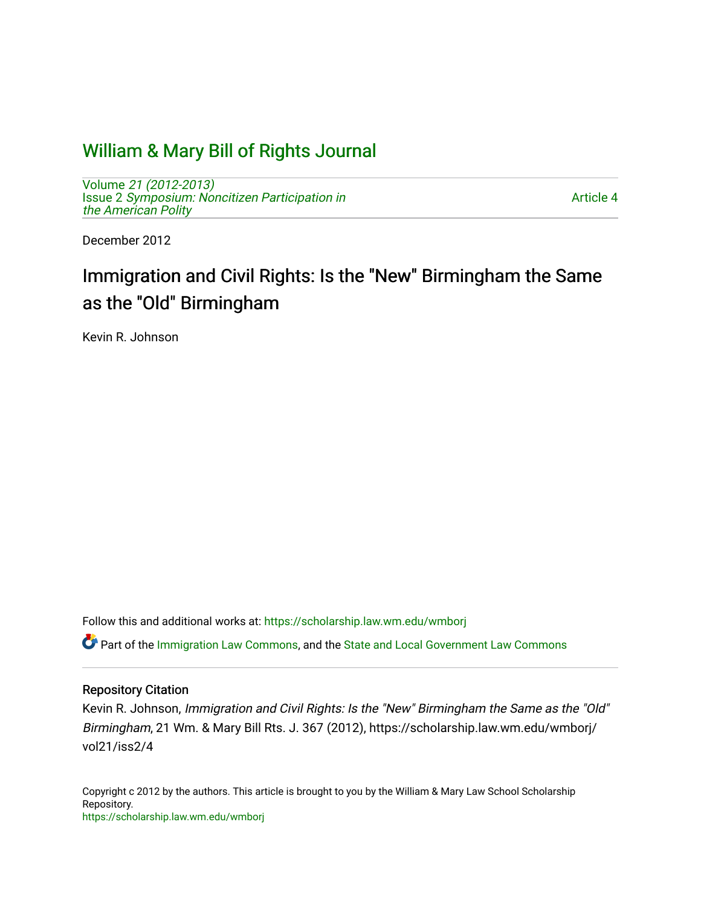# William & Mary Bill of Rights Journal

Volume *21 (2012-2013)*
Issue 2 *Symposium: Noncitizen Participation in the American Polity*

Article 4

December 2012

## Immigration and Civil Rights: Is the "New" Birmingham the Same as the "Old" Birmingham

Kevin R. Johnson

Follow this and additional works at: https://scholarship.law.wm.edu/wmborj

Part of the Immigration Law Commons, and the State and Local Government Law Commons

### Repository Citation

Kevin R. Johnson, *Immigration and Civil Rights: Is the "New" Birmingham the Same as the "Old" Birmingham*, 21 Wm. & Mary Bill Rts. J. 367 (2012), https://scholarship.law.wm.edu/wmborj/vol21/iss2/4

Copyright c 2012 by the authors. This article is brought to you by the William & Mary Law School Scholarship Repository.
https://scholarship.law.wm.edu/wmborj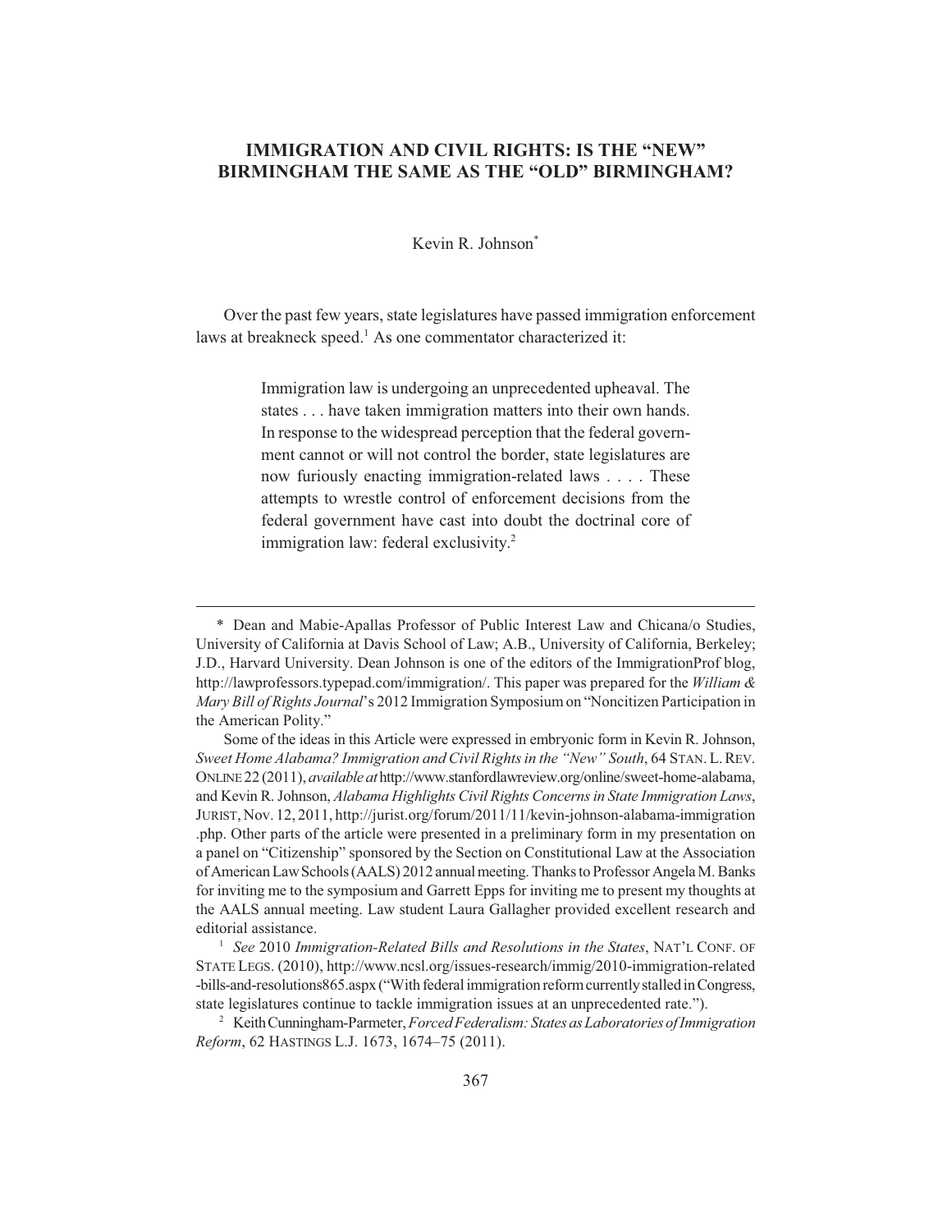# IMMIGRATION AND CIVIL RIGHTS: IS THE "NEW" BIRMINGHAM THE SAME AS THE "OLD" BIRMINGHAM?

Kevin R. Johnson*

Over the past few years, state legislatures have passed immigration enforcement laws at breakneck speed.[1] As one commentator characterized it:

> Immigration law is undergoing an unprecedented upheaval. The states . . . have taken immigration matters into their own hands. In response to the widespread perception that the federal government cannot or will not control the border, state legislatures are now furiously enacting immigration-related laws . . . . These attempts to wrestle control of enforcement decisions from the federal government have cast into doubt the doctrinal core of immigration law: federal exclusivity.[2]

---

\* Dean and Mabie-Apallas Professor of Public Interest Law and Chicana/o Studies, University of California at Davis School of Law; A.B., University of California, Berkeley; J.D., Harvard University. Dean Johnson is one of the editors of the ImmigrationProf blog, http://lawprofessors.typepad.com/immigration/. This paper was prepared for the *William & Mary Bill of Rights Journal*'s 2012 Immigration Symposium on "Noncitizen Participation in the American Polity."

Some of the ideas in this Article were expressed in embryonic form in Kevin R. Johnson, *Sweet Home Alabama? Immigration and Civil Rights in the "New" South*, 64 STAN. L. REV. ONLINE 22 (2011), *available at* http://www.stanfordlawreview.org/online/sweet-home-alabama, and Kevin R. Johnson, *Alabama Highlights Civil Rights Concerns in State Immigration Laws*, JURIST, Nov. 12, 2011, http://jurist.org/forum/2011/11/kevin-johnson-alabama-immigration.php. Other parts of the article were presented in a preliminary form in my presentation on a panel on "Citizenship" sponsored by the Section on Constitutional Law at the Association of American Law Schools (AALS) 2012 annual meeting. Thanks to Professor Angela M. Banks for inviting me to the symposium and Garrett Epps for inviting me to present my thoughts at the AALS annual meeting. Law student Laura Gallagher provided excellent research and editorial assistance.

[1] *See* 2010 *Immigration-Related Bills and Resolutions in the States*, NAT'L CONF. OF STATE LEGS. (2010), http://www.ncsl.org/issues-research/immig/2010-immigration-related-bills-and-resolutions865.aspx ("With federal immigration reform currently stalled in Congress, state legislatures continue to tackle immigration issues at an unprecedented rate.").

[2] Keith Cunningham-Parmeter, *Forced Federalism: States as Laboratories of Immigration Reform*, 62 HASTINGS L.J. 1673, 1674–75 (2011).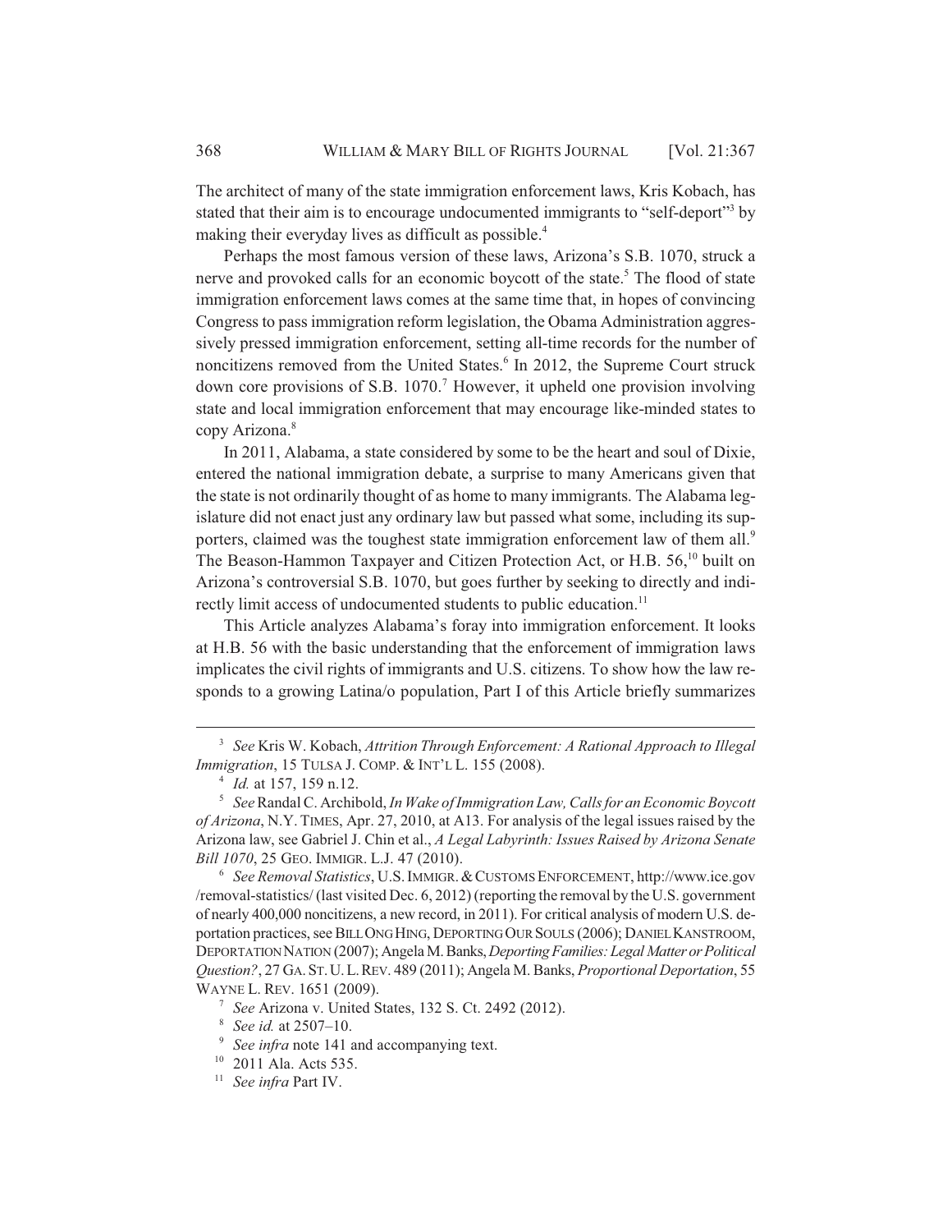The architect of many of the state immigration enforcement laws, Kris Kobach, has stated that their aim is to encourage undocumented immigrants to "self-deport"[3] by making their everyday lives as difficult as possible.[4]

Perhaps the most famous version of these laws, Arizona's S.B. 1070, struck a nerve and provoked calls for an economic boycott of the state.[5] The flood of state immigration enforcement laws comes at the same time that, in hopes of convincing Congress to pass immigration reform legislation, the Obama Administration aggressively pressed immigration enforcement, setting all-time records for the number of noncitizens removed from the United States.[6] In 2012, the Supreme Court struck down core provisions of S.B. 1070.[7] However, it upheld one provision involving state and local immigration enforcement that may encourage like-minded states to copy Arizona.[8]

In 2011, Alabama, a state considered by some to be the heart and soul of Dixie, entered the national immigration debate, a surprise to many Americans given that the state is not ordinarily thought of as home to many immigrants. The Alabama legislature did not enact just any ordinary law but passed what some, including its supporters, claimed was the toughest state immigration enforcement law of them all.[9] The Beason-Hammon Taxpayer and Citizen Protection Act, or H.B. 56,[10] built on Arizona's controversial S.B. 1070, but goes further by seeking to directly and indirectly limit access of undocumented students to public education.[11]

This Article analyzes Alabama's foray into immigration enforcement. It looks at H.B. 56 with the basic understanding that the enforcement of immigration laws implicates the civil rights of immigrants and U.S. citizens. To show how the law responds to a growing Latina/o population, Part I of this Article briefly summarizes

---

[3] *See* Kris W. Kobach, *Attrition Through Enforcement: A Rational Approach to Illegal Immigration*, 15 TULSA J. COMP. & INT'L L. 155 (2008).

[4] *Id.* at 157, 159 n.12.

[5] *See* Randal C. Archibold, *In Wake of Immigration Law, Calls for an Economic Boycott of Arizona*, N.Y. TIMES, Apr. 27, 2010, at A13. For analysis of the legal issues raised by the Arizona law, see Gabriel J. Chin et al., *A Legal Labyrinth: Issues Raised by Arizona Senate Bill 1070*, 25 GEO. IMMIGR. L.J. 47 (2010).

[6] *See Removal Statistics*, U.S. IMMIGR. & CUSTOMS ENFORCEMENT, http://www.ice.gov/removal-statistics/ (last visited Dec. 6, 2012) (reporting the removal by the U.S. government of nearly 400,000 noncitizens, a new record, in 2011). For critical analysis of modern U.S. deportation practices, see BILL ONG HING, DEPORTING OUR SOULS (2006); DANIEL KANSTROOM, DEPORTATION NATION (2007); Angela M. Banks, *Deporting Families: Legal Matter or Political Question?*, 27 GA. ST. U. L. REV. 489 (2011); Angela M. Banks, *Proportional Deportation*, 55 WAYNE L. REV. 1651 (2009).

[7] *See* Arizona v. United States, 132 S. Ct. 2492 (2012).

[8] *See id.* at 2507–10.

[9] *See infra* note 141 and accompanying text.

[10] 2011 Ala. Acts 535.

[11] *See infra* Part IV.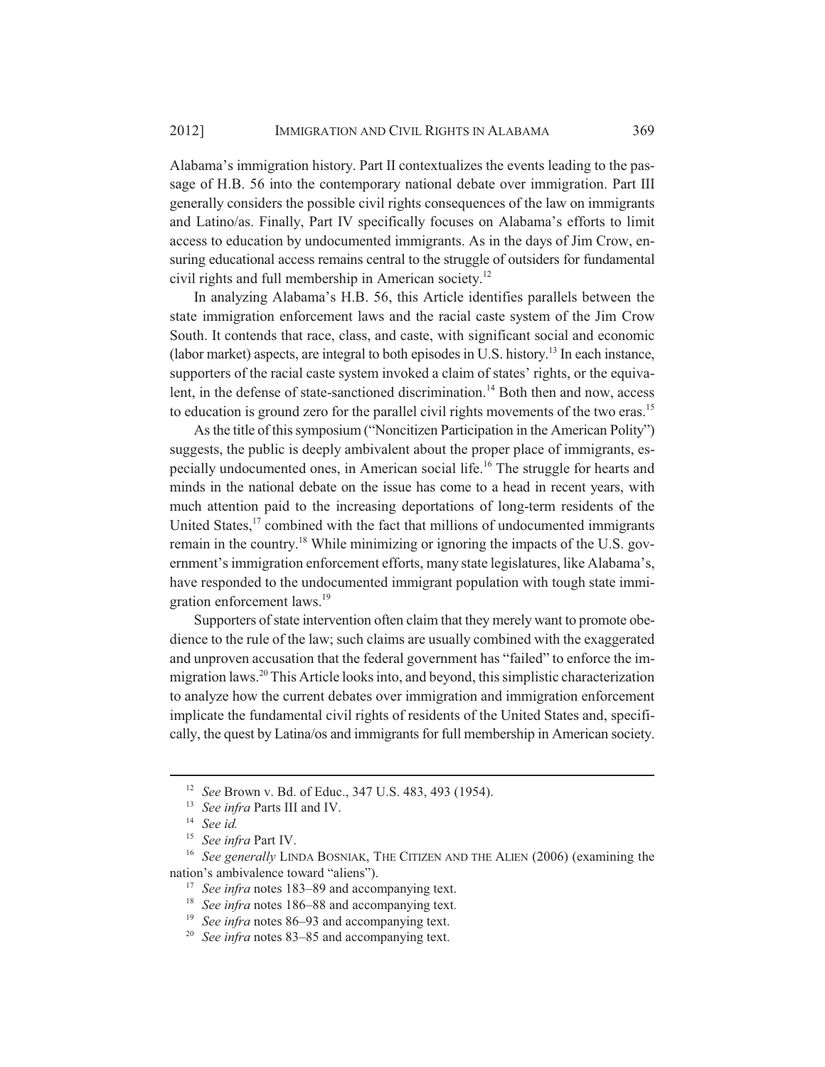Alabama's immigration history. Part II contextualizes the events leading to the passage of H.B. 56 into the contemporary national debate over immigration. Part III generally considers the possible civil rights consequences of the law on immigrants and Latino/as. Finally, Part IV specifically focuses on Alabama's efforts to limit access to education by undocumented immigrants. As in the days of Jim Crow, ensuring educational access remains central to the struggle of outsiders for fundamental civil rights and full membership in American society.[12]

In analyzing Alabama's H.B. 56, this Article identifies parallels between the state immigration enforcement laws and the racial caste system of the Jim Crow South. It contends that race, class, and caste, with significant social and economic (labor market) aspects, are integral to both episodes in U.S. history.[13] In each instance, supporters of the racial caste system invoked a claim of states' rights, or the equivalent, in the defense of state-sanctioned discrimination.[14] Both then and now, access to education is ground zero for the parallel civil rights movements of the two eras.[15]

As the title of this symposium ("Noncitizen Participation in the American Polity") suggests, the public is deeply ambivalent about the proper place of immigrants, especially undocumented ones, in American social life.[16] The struggle for hearts and minds in the national debate on the issue has come to a head in recent years, with much attention paid to the increasing deportations of long-term residents of the United States,[17] combined with the fact that millions of undocumented immigrants remain in the country.[18] While minimizing or ignoring the impacts of the U.S. government's immigration enforcement efforts, many state legislatures, like Alabama's, have responded to the undocumented immigrant population with tough state immigration enforcement laws.[19]

Supporters of state intervention often claim that they merely want to promote obedience to the rule of the law; such claims are usually combined with the exaggerated and unproven accusation that the federal government has "failed" to enforce the immigration laws.[20] This Article looks into, and beyond, this simplistic characterization to analyze how the current debates over immigration and immigration enforcement implicate the fundamental civil rights of residents of the United States and, specifically, the quest by Latina/os and immigrants for full membership in American society.

---

[12] *See* Brown v. Bd. of Educ., 347 U.S. 483, 493 (1954).

[13] *See infra* Parts III and IV.

[14] *See id.*

[15] *See infra* Part IV.

[16] *See generally* LINDA BOSNIAK, THE CITIZEN AND THE ALIEN (2006) (examining the nation's ambivalence toward "aliens").

[17] *See infra* notes 183–89 and accompanying text.

[18] *See infra* notes 186–88 and accompanying text.

[19] *See infra* notes 86–93 and accompanying text.

[20] *See infra* notes 83–85 and accompanying text.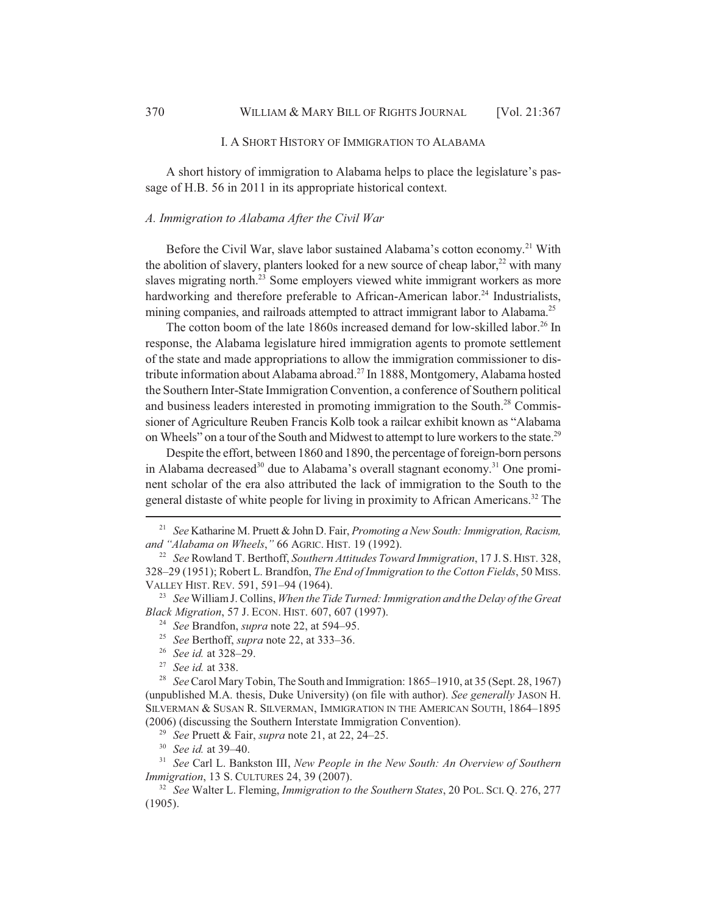## I. A SHORT HISTORY OF IMMIGRATION TO ALABAMA

A short history of immigration to Alabama helps to place the legislature's passage of H.B. 56 in 2011 in its appropriate historical context.

### *A. Immigration to Alabama After the Civil War*

Before the Civil War, slave labor sustained Alabama's cotton economy.[21] With the abolition of slavery, planters looked for a new source of cheap labor,[22] with many slaves migrating north.[23] Some employers viewed white immigrant workers as more hardworking and therefore preferable to African-American labor.[24] Industrialists, mining companies, and railroads attempted to attract immigrant labor to Alabama.[25]

The cotton boom of the late 1860s increased demand for low-skilled labor.[26] In response, the Alabama legislature hired immigration agents to promote settlement of the state and made appropriations to allow the immigration commissioner to distribute information about Alabama abroad.[27] In 1888, Montgomery, Alabama hosted the Southern Inter-State Immigration Convention, a conference of Southern political and business leaders interested in promoting immigration to the South.[28] Commissioner of Agriculture Reuben Francis Kolb took a railcar exhibit known as "Alabama on Wheels" on a tour of the South and Midwest to attempt to lure workers to the state.[29]

Despite the effort, between 1860 and 1890, the percentage of foreign-born persons in Alabama decreased[30] due to Alabama's overall stagnant economy.[31] One prominent scholar of the era also attributed the lack of immigration to the South to the general distaste of white people for living in proximity to African Americans.[32] The

---

[21] *See* Katharine M. Pruett & John D. Fair, *Promoting a New South: Immigration, Racism, and "Alabama on Wheels*,*"* 66 AGRIC. HIST. 19 (1992).

[22] *See* Rowland T. Berthoff, *Southern Attitudes Toward Immigration*, 17 J. S. HIST. 328, 328–29 (1951); Robert L. Brandfon, *The End of Immigration to the Cotton Fields*, 50 MISS. VALLEY HIST. REV. 591, 591–94 (1964).

[23] *See* William J. Collins, *When the Tide Turned: Immigration and the Delay of the Great Black Migration*, 57 J. ECON. HIST. 607, 607 (1997).

[24] *See* Brandfon, *supra* note 22, at 594–95.

[25] *See* Berthoff, *supra* note 22, at 333–36.

[26] *See id.* at 328–29.

[27] *See id.* at 338.

[28] *See* Carol Mary Tobin, The South and Immigration: 1865–1910, at 35 (Sept. 28, 1967) (unpublished M.A. thesis, Duke University) (on file with author). *See generally* JASON H. SILVERMAN & SUSAN R. SILVERMAN, IMMIGRATION IN THE AMERICAN SOUTH, 1864–1895 (2006) (discussing the Southern Interstate Immigration Convention).

[29] *See* Pruett & Fair, *supra* note 21, at 22, 24–25.

[30] *See id.* at 39–40.

[31] *See* Carl L. Bankston III, *New People in the New South: An Overview of Southern Immigration*, 13 S. CULTURES 24, 39 (2007).

[32] *See* Walter L. Fleming, *Immigration to the Southern States*, 20 POL. SCI. Q. 276, 277 (1905).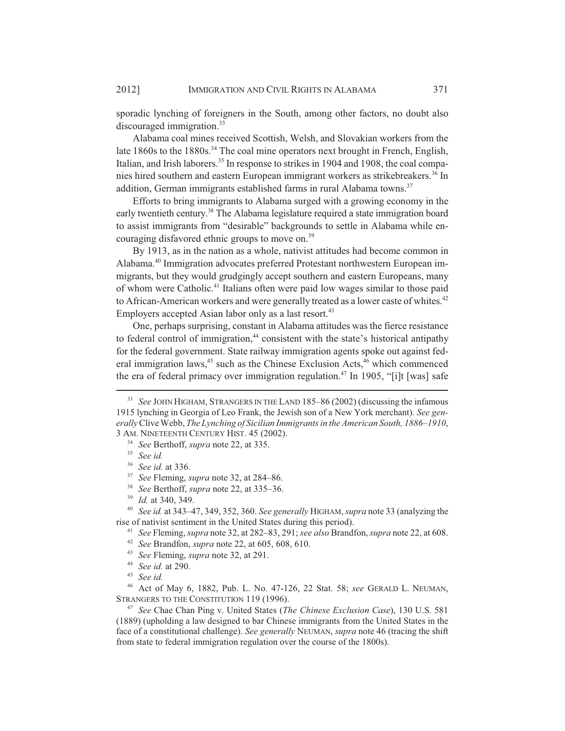sporadic lynching of foreigners in the South, among other factors, no doubt also discouraged immigration.[33]

Alabama coal mines received Scottish, Welsh, and Slovakian workers from the late 1860s to the 1880s.[34] The coal mine operators next brought in French, English, Italian, and Irish laborers.[35] In response to strikes in 1904 and 1908, the coal companies hired southern and eastern European immigrant workers as strikebreakers.[36] In addition, German immigrants established farms in rural Alabama towns.[37]

Efforts to bring immigrants to Alabama surged with a growing economy in the early twentieth century.[38] The Alabama legislature required a state immigration board to assist immigrants from "desirable" backgrounds to settle in Alabama while encouraging disfavored ethnic groups to move on.[39]

By 1913, as in the nation as a whole, nativist attitudes had become common in Alabama.[40] Immigration advocates preferred Protestant northwestern European immigrants, but they would grudgingly accept southern and eastern Europeans, many of whom were Catholic.[41] Italians often were paid low wages similar to those paid to African-American workers and were generally treated as a lower caste of whites.[42] Employers accepted Asian labor only as a last resort.[43]

One, perhaps surprising, constant in Alabama attitudes was the fierce resistance to federal control of immigration,[44] consistent with the state's historical antipathy for the federal government. State railway immigration agents spoke out against federal immigration laws,[45] such as the Chinese Exclusion Acts,[46] which commenced the era of federal primacy over immigration regulation.[47] In 1905, "[i]t [was] safe

---

[33] *See* JOHN HIGHAM, STRANGERS IN THE LAND 185–86 (2002) (discussing the infamous 1915 lynching in Georgia of Leo Frank, the Jewish son of a New York merchant). *See generally* Clive Webb, *The Lynching of Sicilian Immigrants in the American South, 1886–1910*, 3 AM. NINETEENTH CENTURY HIST. 45 (2002).

[34] *See* Berthoff, *supra* note 22, at 335.

[35] *See id.*

[36] *See id.* at 336.

[37] *See* Fleming, *supra* note 32, at 284–86.

[38] *See* Berthoff, *supra* note 22, at 335–36.

[39] *Id.* at 340, 349.

[40] *See id.* at 343–47, 349, 352, 360. *See generally* HIGHAM, *supra* note 33 (analyzing the rise of nativist sentiment in the United States during this period).

[41] *See* Fleming, *supra* note 32, at 282–83, 291; *see also* Brandfon, *supra* note 22, at 608.

[42] *See* Brandfon, *supra* note 22, at 605, 608, 610.

[43] *See* Fleming, *supra* note 32, at 291.

[44] *See id.* at 290.

[45] *See id.*

[46] Act of May 6, 1882, Pub. L. No. 47-126, 22 Stat. 58; *see* GERALD L. NEUMAN, STRANGERS TO THE CONSTITUTION 119 (1996).

[47] *See* Chae Chan Ping v. United States (*The Chinese Exclusion Case*), 130 U.S. 581 (1889) (upholding a law designed to bar Chinese immigrants from the United States in the face of a constitutional challenge). *See generally* NEUMAN, *supra* note 46 (tracing the shift from state to federal immigration regulation over the course of the 1800s).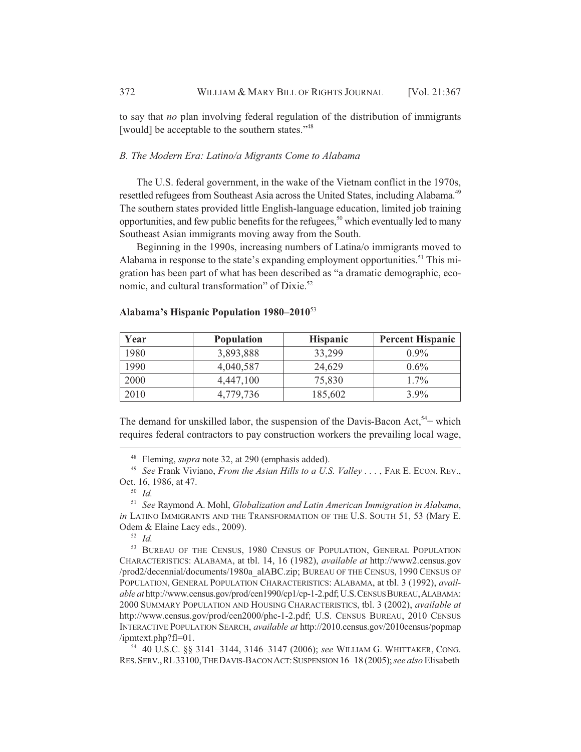to say that *no* plan involving federal regulation of the distribution of immigrants [would] be acceptable to the southern states."[48]

### *B. The Modern Era: Latino/a Migrants Come to Alabama*

The U.S. federal government, in the wake of the Vietnam conflict in the 1970s, resettled refugees from Southeast Asia across the United States, including Alabama.[49] The southern states provided little English-language education, limited job training opportunities, and few public benefits for the refugees,[50] which eventually led to many Southeast Asian immigrants moving away from the South.

Beginning in the 1990s, increasing numbers of Latina/o immigrants moved to Alabama in response to the state's expanding employment opportunities.[51] This migration has been part of what has been described as "a dramatic demographic, economic, and cultural transformation" of Dixie.[52]

**Alabama's Hispanic Population 1980–2010**[53]

| Year | Population | Hispanic | Percent Hispanic |
|---|---|---|---|
| 1980 | 3,893,888 | 33,299 | 0.9% |
| 1990 | 4,040,587 | 24,629 | 0.6% |
| 2000 | 4,447,100 | 75,830 | 1.7% |
| 2010 | 4,779,736 | 185,602 | 3.9% |

The demand for unskilled labor, the suspension of the Davis-Bacon Act,[54]+ which requires federal contractors to pay construction workers the prevailing local wage,

---

[48] Fleming, *supra* note 32, at 290 (emphasis added).

[49] *See* Frank Viviano, *From the Asian Hills to a U.S. Valley . . .* , FAR E. ECON. REV., Oct. 16, 1986, at 47.

[50] *Id.*

[51] *See* Raymond A. Mohl, *Globalization and Latin American Immigration in Alabama*, *in* LATINO IMMIGRANTS AND THE TRANSFORMATION OF THE U.S. SOUTH 51, 53 (Mary E. Odem & Elaine Lacy eds., 2009).

[52] *Id.*

[53] BUREAU OF THE CENSUS, 1980 CENSUS OF POPULATION, GENERAL POPULATION CHARACTERISTICS: ALABAMA, at tbl. 14, 16 (1982), *available at* http://www2.census.gov/prod2/decennial/documents/1980a_alABC.zip; BUREAU OF THE CENSUS, 1990 CENSUS OF POPULATION, GENERAL POPULATION CHARACTERISTICS: ALABAMA, at tbl. 3 (1992), *available at* http://www.census.gov/prod/cen1990/cp1/cp-1-2.pdf; U.S. CENSUS BUREAU, ALABAMA: 2000 SUMMARY POPULATION AND HOUSING CHARACTERISTICS, tbl. 3 (2002), *available at* http://www.census.gov/prod/cen2000/phc-1-2.pdf; U.S. CENSUS BUREAU, 2010 CENSUS INTERACTIVE POPULATION SEARCH, *available at* http://2010.census.gov/2010census/popmap/ipmtext.php?fl=01.

[54] 40 U.S.C. §§ 3141–3144, 3146–3147 (2006); *see* WILLIAM G. WHITTAKER, CONG. RES. SERV., RL33100, THE DAVIS-BACON ACT: SUSPENSION 16–18 (2005); *see also* Elisabeth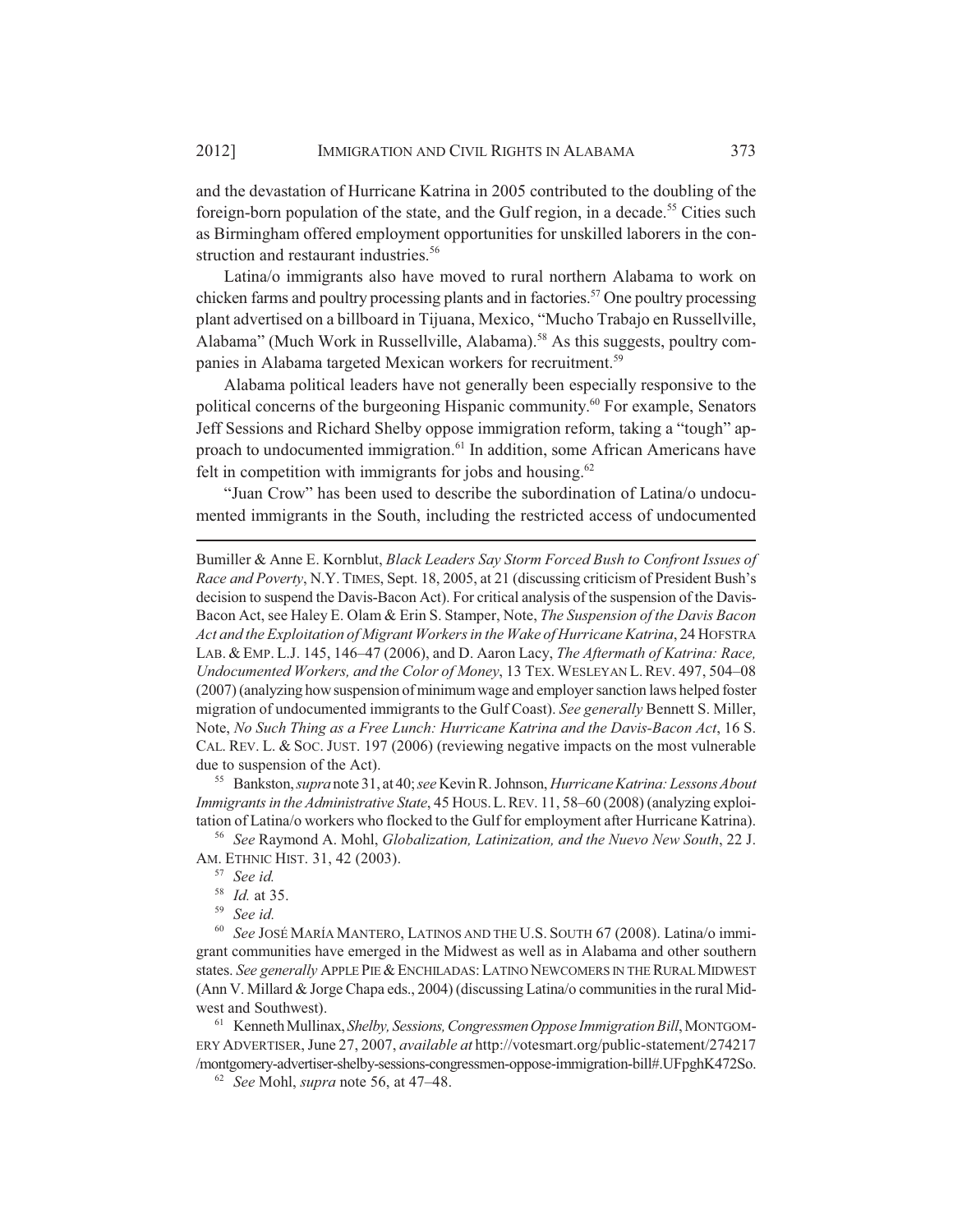and the devastation of Hurricane Katrina in 2005 contributed to the doubling of the foreign-born population of the state, and the Gulf region, in a decade.[55] Cities such as Birmingham offered employment opportunities for unskilled laborers in the construction and restaurant industries.[56]

Latina/o immigrants also have moved to rural northern Alabama to work on chicken farms and poultry processing plants and in factories.[57] One poultry processing plant advertised on a billboard in Tijuana, Mexico, "Mucho Trabajo en Russellville, Alabama" (Much Work in Russellville, Alabama).[58] As this suggests, poultry companies in Alabama targeted Mexican workers for recruitment.[59]

Alabama political leaders have not generally been especially responsive to the political concerns of the burgeoning Hispanic community.[60] For example, Senators Jeff Sessions and Richard Shelby oppose immigration reform, taking a "tough" approach to undocumented immigration.[61] In addition, some African Americans have felt in competition with immigrants for jobs and housing.[62]

"Juan Crow" has been used to describe the subordination of Latina/o undocumented immigrants in the South, including the restricted access of undocumented

---

Bumiller & Anne E. Kornblut, *Black Leaders Say Storm Forced Bush to Confront Issues of Race and Poverty*, N.Y. TIMES, Sept. 18, 2005, at 21 (discussing criticism of President Bush's decision to suspend the Davis-Bacon Act). For critical analysis of the suspension of the Davis-Bacon Act, see Haley E. Olam & Erin S. Stamper, Note, *The Suspension of the Davis Bacon Act and the Exploitation of Migrant Workers in the Wake of Hurricane Katrina*, 24 HOFSTRA LAB. & EMP. L.J. 145, 146–47 (2006), and D. Aaron Lacy, *The Aftermath of Katrina: Race, Undocumented Workers, and the Color of Money*, 13 TEX. WESLEYAN L. REV. 497, 504–08 (2007) (analyzing how suspension of minimum wage and employer sanction laws helped foster migration of undocumented immigrants to the Gulf Coast). *See generally* Bennett S. Miller, Note, *No Such Thing as a Free Lunch: Hurricane Katrina and the Davis-Bacon Act*, 16 S. CAL. REV. L. & SOC. JUST. 197 (2006) (reviewing negative impacts on the most vulnerable due to suspension of the Act).

[55] Bankston, *supra* note 31, at 40; *see* Kevin R. Johnson, *Hurricane Katrina: Lessons About Immigrants in the Administrative State*, 45 HOUS. L. REV. 11, 58–60 (2008) (analyzing exploitation of Latina/o workers who flocked to the Gulf for employment after Hurricane Katrina).

[56] *See* Raymond A. Mohl, *Globalization, Latinization, and the Nuevo New South*, 22 J. AM. ETHNIC HIST. 31, 42 (2003).

[57] *See id.*

[58] *Id.* at 35.

[59] *See id.*

[60] *See* JOSÉ MARÍA MANTERO, LATINOS AND THE U.S. SOUTH 67 (2008). Latina/o immigrant communities have emerged in the Midwest as well as in Alabama and other southern states. *See generally* APPLE PIE & ENCHILADAS: LATINO NEWCOMERS IN THE RURAL MIDWEST (Ann V. Millard & Jorge Chapa eds., 2004) (discussing Latina/o communities in the rural Midwest and Southwest).

[61] Kenneth Mullinax, *Shelby, Sessions, Congressmen Oppose Immigration Bill*, MONTGOMERY ADVERTISER, June 27, 2007, *available at* http://votesmart.org/public-statement/274217/montgomery-advertiser-shelby-sessions-congressmen-oppose-immigration-bill#.UFpghK472So.

[62] *See* Mohl, *supra* note 56, at 47–48.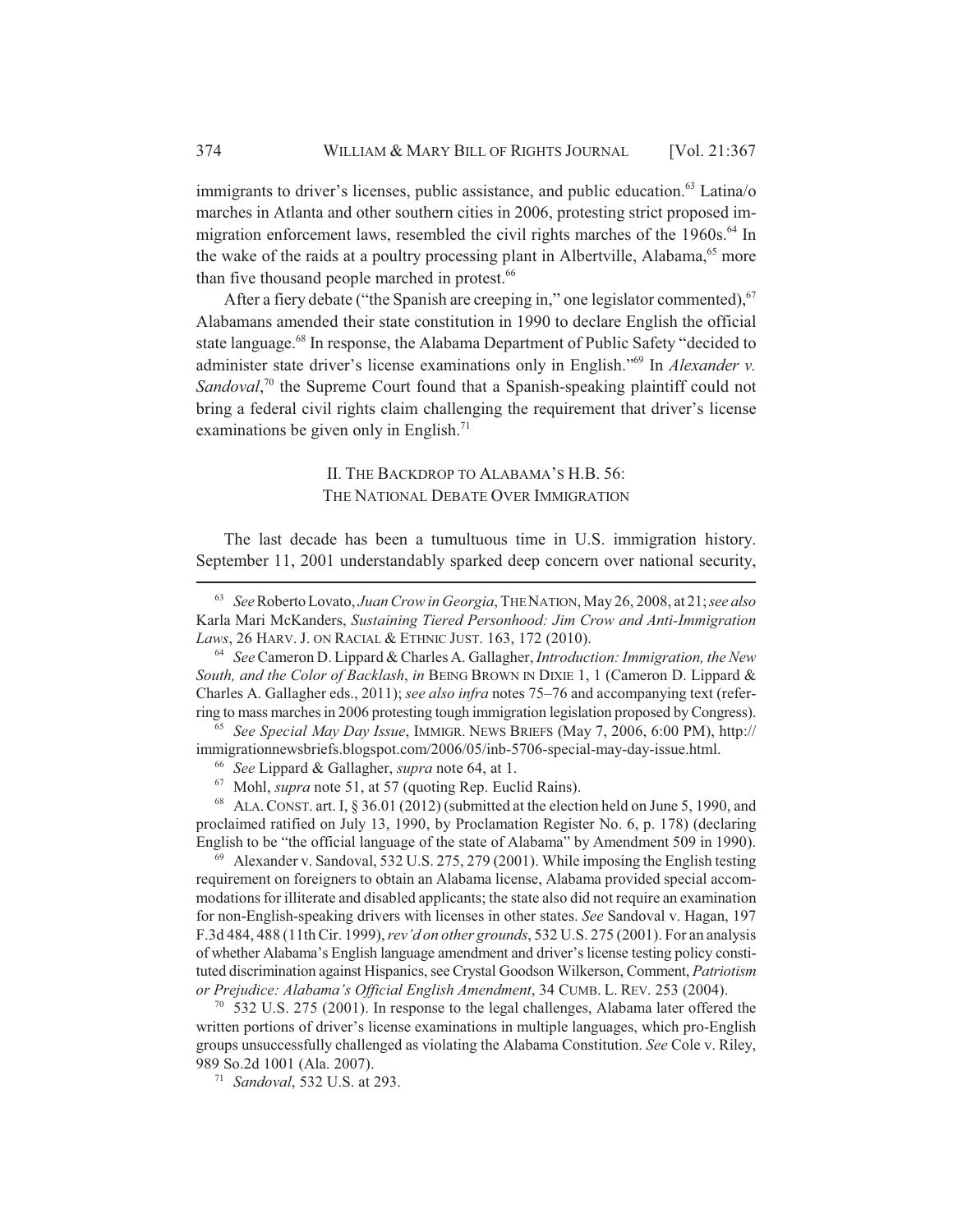immigrants to driver's licenses, public assistance, and public education.[63] Latina/o marches in Atlanta and other southern cities in 2006, protesting strict proposed immigration enforcement laws, resembled the civil rights marches of the 1960s.[64] In the wake of the raids at a poultry processing plant in Albertville, Alabama,[65] more than five thousand people marched in protest.[66]

After a fiery debate ("the Spanish are creeping in," one legislator commented),[67] Alabamans amended their state constitution in 1990 to declare English the official state language.[68] In response, the Alabama Department of Public Safety "decided to administer state driver's license examinations only in English."[69] In *Alexander v. Sandoval*,[70] the Supreme Court found that a Spanish-speaking plaintiff could not bring a federal civil rights claim challenging the requirement that driver's license examinations be given only in English.[71]

## II. THE BACKDROP TO ALABAMA'S H.B. 56: THE NATIONAL DEBATE OVER IMMIGRATION

The last decade has been a tumultuous time in U.S. immigration history. September 11, 2001 understandably sparked deep concern over national security,

---

[63] *See* Roberto Lovato, *Juan Crow in Georgia*, THE NATION, May 26, 2008, at 21; *see also* Karla Mari McKanders, *Sustaining Tiered Personhood: Jim Crow and Anti-Immigration Laws*, 26 HARV. J. ON RACIAL & ETHNIC JUST. 163, 172 (2010).

[64] *See* Cameron D. Lippard & Charles A. Gallagher, *Introduction: Immigration, the New South, and the Color of Backlash*, *in* BEING BROWN IN DIXIE 1, 1 (Cameron D. Lippard & Charles A. Gallagher eds., 2011); *see also infra* notes 75–76 and accompanying text (referring to mass marches in 2006 protesting tough immigration legislation proposed by Congress).

[65] *See Special May Day Issue*, IMMIGR. NEWS BRIEFS (May 7, 2006, 6:00 PM), http://immigrationnewsbriefs.blogspot.com/2006/05/inb-5706-special-may-day-issue.html.

[66] *See* Lippard & Gallagher, *supra* note 64, at 1.

[67] Mohl, *supra* note 51, at 57 (quoting Rep. Euclid Rains).

[68] ALA. CONST. art. I, § 36.01 (2012) (submitted at the election held on June 5, 1990, and proclaimed ratified on July 13, 1990, by Proclamation Register No. 6, p. 178) (declaring English to be "the official language of the state of Alabama" by Amendment 509 in 1990).

[69] Alexander v. Sandoval, 532 U.S. 275, 279 (2001). While imposing the English testing requirement on foreigners to obtain an Alabama license, Alabama provided special accommodations for illiterate and disabled applicants; the state also did not require an examination for non-English-speaking drivers with licenses in other states. *See* Sandoval v. Hagan, 197 F.3d 484, 488 (11th Cir. 1999), *rev'd on other grounds*, 532 U.S. 275 (2001). For an analysis of whether Alabama's English language amendment and driver's license testing policy constituted discrimination against Hispanics, see Crystal Goodson Wilkerson, Comment, *Patriotism or Prejudice: Alabama's Official English Amendment*, 34 CUMB. L. REV. 253 (2004).

[70] 532 U.S. 275 (2001). In response to the legal challenges, Alabama later offered the written portions of driver's license examinations in multiple languages, which pro-English groups unsuccessfully challenged as violating the Alabama Constitution. *See* Cole v. Riley, 989 So.2d 1001 (Ala. 2007).

[71] *Sandoval*, 532 U.S. at 293.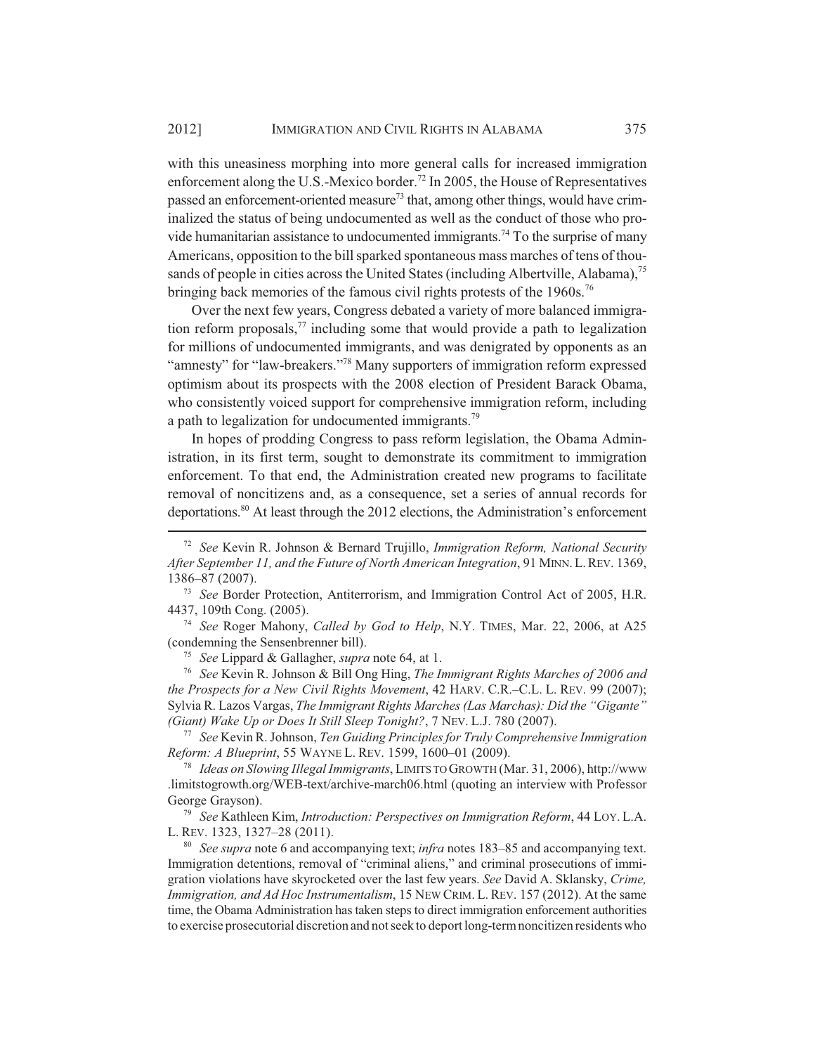with this uneasiness morphing into more general calls for increased immigration enforcement along the U.S.-Mexico border.[72] In 2005, the House of Representatives passed an enforcement-oriented measure[73] that, among other things, would have criminalized the status of being undocumented as well as the conduct of those who provide humanitarian assistance to undocumented immigrants.[74] To the surprise of many Americans, opposition to the bill sparked spontaneous mass marches of tens of thousands of people in cities across the United States (including Albertville, Alabama),[75] bringing back memories of the famous civil rights protests of the 1960s.[76]

Over the next few years, Congress debated a variety of more balanced immigration reform proposals,[77] including some that would provide a path to legalization for millions of undocumented immigrants, and was denigrated by opponents as an "amnesty" for "law-breakers."[78] Many supporters of immigration reform expressed optimism about its prospects with the 2008 election of President Barack Obama, who consistently voiced support for comprehensive immigration reform, including a path to legalization for undocumented immigrants.[79]

In hopes of prodding Congress to pass reform legislation, the Obama Administration, in its first term, sought to demonstrate its commitment to immigration enforcement. To that end, the Administration created new programs to facilitate removal of noncitizens and, as a consequence, set a series of annual records for deportations.[80] At least through the 2012 elections, the Administration's enforcement

---

[72] *See* Kevin R. Johnson & Bernard Trujillo, *Immigration Reform, National Security After September 11, and the Future of North American Integration*, 91 MINN. L. REV. 1369, 1386–87 (2007).

[73] *See* Border Protection, Antiterrorism, and Immigration Control Act of 2005, H.R. 4437, 109th Cong. (2005).

[74] *See* Roger Mahony, *Called by God to Help*, N.Y. TIMES, Mar. 22, 2006, at A25 (condemning the Sensenbrenner bill).

[75] *See* Lippard & Gallagher, *supra* note 64, at 1.

[76] *See* Kevin R. Johnson & Bill Ong Hing, *The Immigrant Rights Marches of 2006 and the Prospects for a New Civil Rights Movement*, 42 HARV. C.R.–C.L. L. REV. 99 (2007); Sylvia R. Lazos Vargas, *The Immigrant Rights Marches (Las Marchas): Did the "Gigante" (Giant) Wake Up or Does It Still Sleep Tonight?*, 7 NEV. L.J. 780 (2007).

[77] *See* Kevin R. Johnson, *Ten Guiding Principles for Truly Comprehensive Immigration Reform: A Blueprint*, 55 WAYNE L. REV. 1599, 1600–01 (2009).

[78] *Ideas on Slowing Illegal Immigrants*, LIMITS TO GROWTH (Mar. 31, 2006), http://www.limitstogrowth.org/WEB-text/archive-march06.html (quoting an interview with Professor George Grayson).

[79] *See* Kathleen Kim, *Introduction: Perspectives on Immigration Reform*, 44 LOY. L.A. L. REV. 1323, 1327–28 (2011).

[80] *See supra* note 6 and accompanying text; *infra* notes 183–85 and accompanying text. Immigration detentions, removal of "criminal aliens," and criminal prosecutions of immigration violations have skyrocketed over the last few years. *See* David A. Sklansky, *Crime, Immigration, and Ad Hoc Instrumentalism*, 15 NEW CRIM. L. REV. 157 (2012). At the same time, the Obama Administration has taken steps to direct immigration enforcement authorities to exercise prosecutorial discretion and not seek to deport long-term noncitizen residents who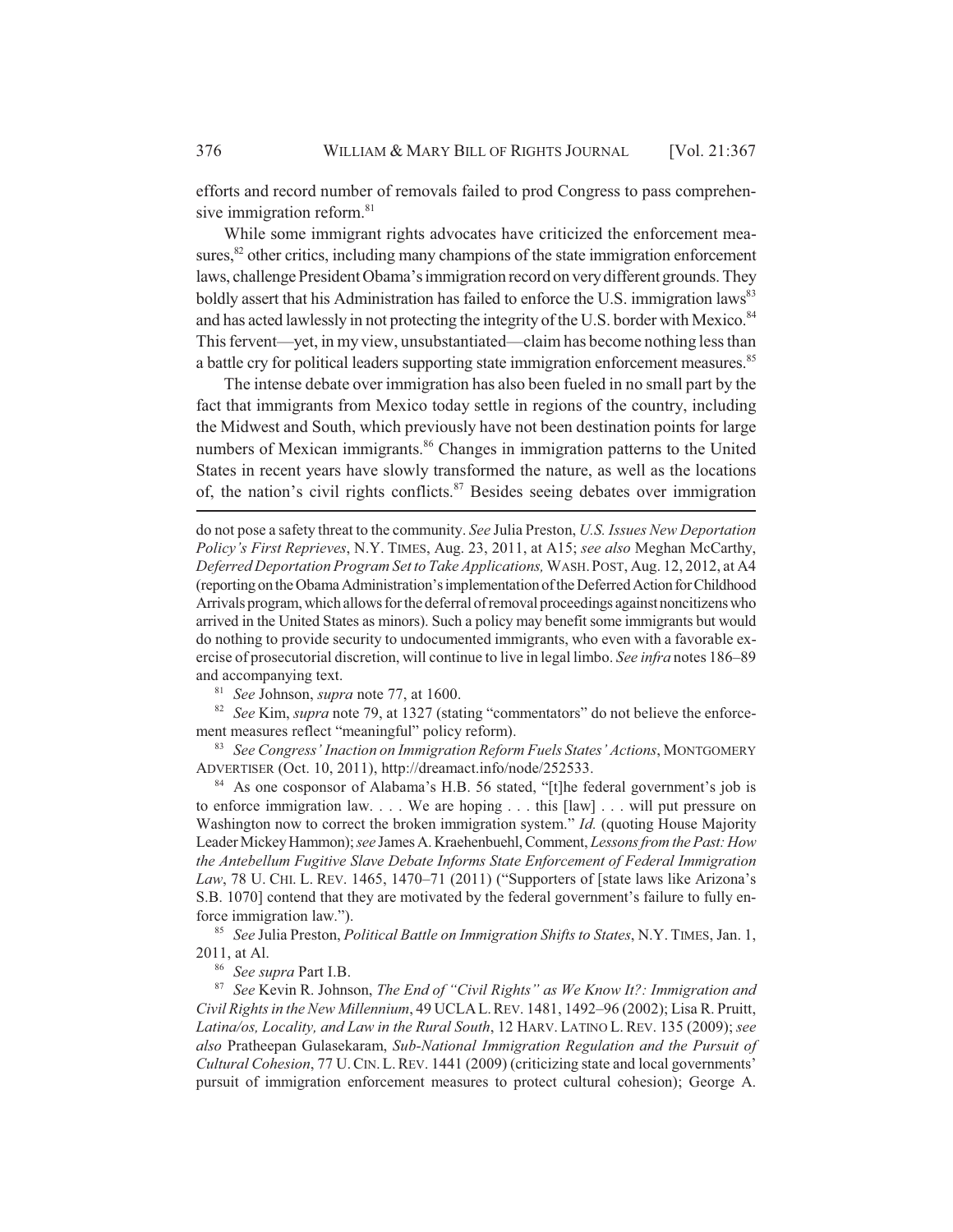efforts and record number of removals failed to prod Congress to pass comprehensive immigration reform.[81]

While some immigrant rights advocates have criticized the enforcement measures,[82] other critics, including many champions of the state immigration enforcement laws, challenge President Obama's immigration record on very different grounds. They boldly assert that his Administration has failed to enforce the U.S. immigration laws[83] and has acted lawlessly in not protecting the integrity of the U.S. border with Mexico.[84] This fervent—yet, in my view, unsubstantiated—claim has become nothing less than a battle cry for political leaders supporting state immigration enforcement measures.[85]

The intense debate over immigration has also been fueled in no small part by the fact that immigrants from Mexico today settle in regions of the country, including the Midwest and South, which previously have not been destination points for large numbers of Mexican immigrants.[86] Changes in immigration patterns to the United States in recent years have slowly transformed the nature, as well as the locations of, the nation's civil rights conflicts.[87] Besides seeing debates over immigration

---

do not pose a safety threat to the community. *See* Julia Preston, *U.S. Issues New Deportation Policy's First Reprieves*, N.Y. TIMES, Aug. 23, 2011, at A15; *see also* Meghan McCarthy, *Deferred Deportation Program Set to Take Applications,* WASH. POST, Aug. 12, 2012, at A4 (reporting on the Obama Administration's implementation of the Deferred Action for Childhood Arrivals program, which allows for the deferral of removal proceedings against noncitizens who arrived in the United States as minors). Such a policy may benefit some immigrants but would do nothing to provide security to undocumented immigrants, who even with a favorable exercise of prosecutorial discretion, will continue to live in legal limbo. *See infra* notes 186–89 and accompanying text.

[81] *See* Johnson, *supra* note 77, at 1600.

[82] *See* Kim, *supra* note 79, at 1327 (stating "commentators" do not believe the enforcement measures reflect "meaningful" policy reform).

[83] *See Congress' Inaction on Immigration Reform Fuels States' Actions*, MONTGOMERY ADVERTISER (Oct. 10, 2011), http://dreamact.info/node/252533.

[84] As one cosponsor of Alabama's H.B. 56 stated, "[t]he federal government's job is to enforce immigration law. . . . We are hoping . . . this [law] . . . will put pressure on Washington now to correct the broken immigration system." *Id.* (quoting House Majority Leader Mickey Hammon); *see* James A. Kraehenbuehl, Comment, *Lessons from the Past: How the Antebellum Fugitive Slave Debate Informs State Enforcement of Federal Immigration Law*, 78 U. CHI. L. REV. 1465, 1470–71 (2011) ("Supporters of [state laws like Arizona's S.B. 1070] contend that they are motivated by the federal government's failure to fully enforce immigration law.").

[85] *See* Julia Preston, *Political Battle on Immigration Shifts to States*, N.Y. TIMES, Jan. 1, 2011, at Al.

[86] *See supra* Part I.B.

[87] *See* Kevin R. Johnson, *The End of "Civil Rights" as We Know It?: Immigration and Civil Rights in the New Millennium*, 49 UCLA L. REV. 1481, 1492–96 (2002); Lisa R. Pruitt, *Latina/os, Locality, and Law in the Rural South*, 12 HARV. LATINO L. REV. 135 (2009); *see also* Pratheepan Gulasekaram, *Sub-National Immigration Regulation and the Pursuit of Cultural Cohesion*, 77 U. CIN. L. REV. 1441 (2009) (criticizing state and local governments' pursuit of immigration enforcement measures to protect cultural cohesion); George A.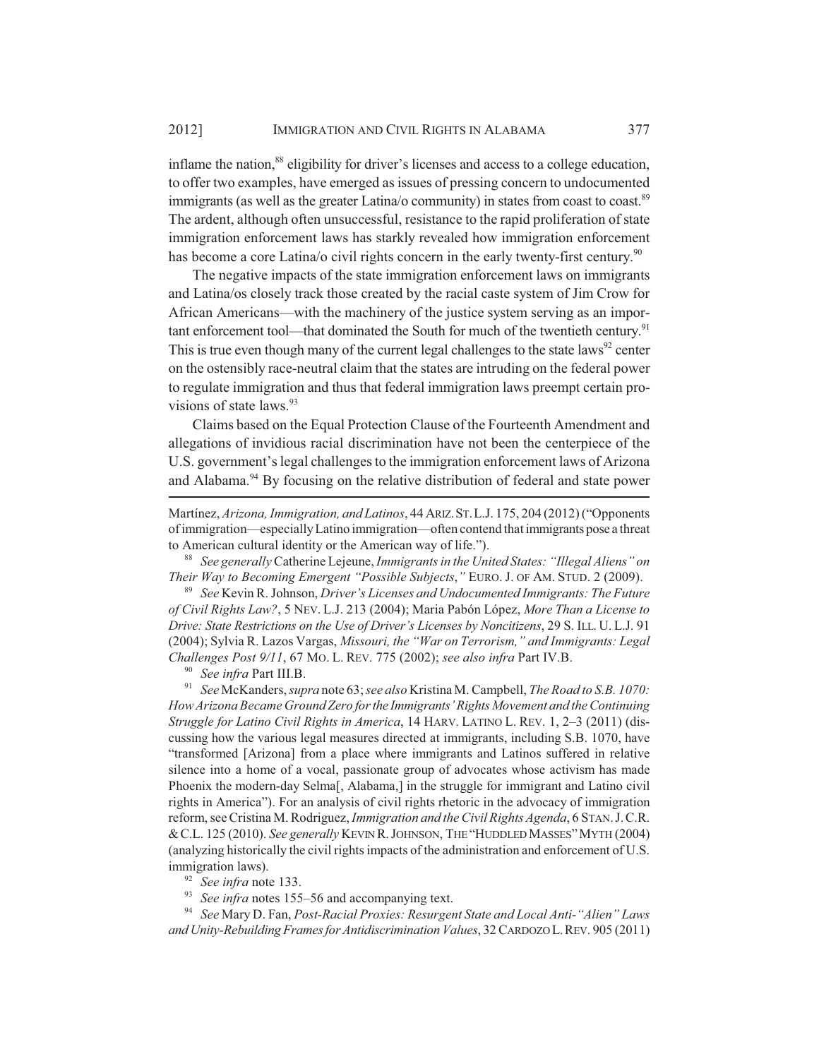inflame the nation,[88] eligibility for driver's licenses and access to a college education, to offer two examples, have emerged as issues of pressing concern to undocumented immigrants (as well as the greater Latina/o community) in states from coast to coast.[89] The ardent, although often unsuccessful, resistance to the rapid proliferation of state immigration enforcement laws has starkly revealed how immigration enforcement has become a core Latina/o civil rights concern in the early twenty-first century.[90]

The negative impacts of the state immigration enforcement laws on immigrants and Latina/os closely track those created by the racial caste system of Jim Crow for African Americans—with the machinery of the justice system serving as an important enforcement tool—that dominated the South for much of the twentieth century.[91] This is true even though many of the current legal challenges to the state laws[92] center on the ostensibly race-neutral claim that the states are intruding on the federal power to regulate immigration and thus that federal immigration laws preempt certain provisions of state laws.[93]

Claims based on the Equal Protection Clause of the Fourteenth Amendment and allegations of invidious racial discrimination have not been the centerpiece of the U.S. government's legal challenges to the immigration enforcement laws of Arizona and Alabama.[94] By focusing on the relative distribution of federal and state power

---

Martínez, *Arizona, Immigration, and Latinos*, 44 ARIZ. ST. L.J. 175, 204 (2012) ("Opponents of immigration—especially Latino immigration—often contend that immigrants pose a threat to American cultural identity or the American way of life.").

[88] *See generally* Catherine Lejeune, *Immigrants in the United States: "Illegal Aliens" on Their Way to Becoming Emergent "Possible Subjects*,*"* EURO. J. OF AM. STUD. 2 (2009).

[89] *See* Kevin R. Johnson, *Driver's Licenses and Undocumented Immigrants: The Future of Civil Rights Law?*, 5 NEV. L.J. 213 (2004); Maria Pabón López, *More Than a License to Drive: State Restrictions on the Use of Driver's Licenses by Noncitizens*, 29 S. ILL. U. L.J. 91 (2004); Sylvia R. Lazos Vargas, *Missouri, the "War on Terrorism," and Immigrants: Legal Challenges Post 9/11*, 67 MO. L. REV. 775 (2002); *see also infra* Part IV.B.

[90] *See infra* Part III.B.

[91] *See* McKanders, *supra* note 63; *see also* Kristina M. Campbell, *The Road to S.B. 1070: How Arizona Became Ground Zero for the Immigrants' Rights Movement and the Continuing Struggle for Latino Civil Rights in America*, 14 HARV. LATINO L. REV. 1, 2–3 (2011) (discussing how the various legal measures directed at immigrants, including S.B. 1070, have "transformed [Arizona] from a place where immigrants and Latinos suffered in relative silence into a home of a vocal, passionate group of advocates whose activism has made Phoenix the modern-day Selma[, Alabama,] in the struggle for immigrant and Latino civil rights in America"). For an analysis of civil rights rhetoric in the advocacy of immigration reform, see Cristina M. Rodriguez, *Immigration and the Civil Rights Agenda*, 6 STAN. J. C.R. & C.L. 125 (2010). *See generally* KEVIN R. JOHNSON, THE "HUDDLED MASSES" MYTH (2004) (analyzing historically the civil rights impacts of the administration and enforcement of U.S. immigration laws).

[92] *See infra* note 133.

[93] *See infra* notes 155–56 and accompanying text.

[94] *See* Mary D. Fan, *Post-Racial Proxies: Resurgent State and Local Anti-"Alien" Laws and Unity-Rebuilding Frames for Antidiscrimination Values*, 32 CARDOZO L. REV. 905 (2011)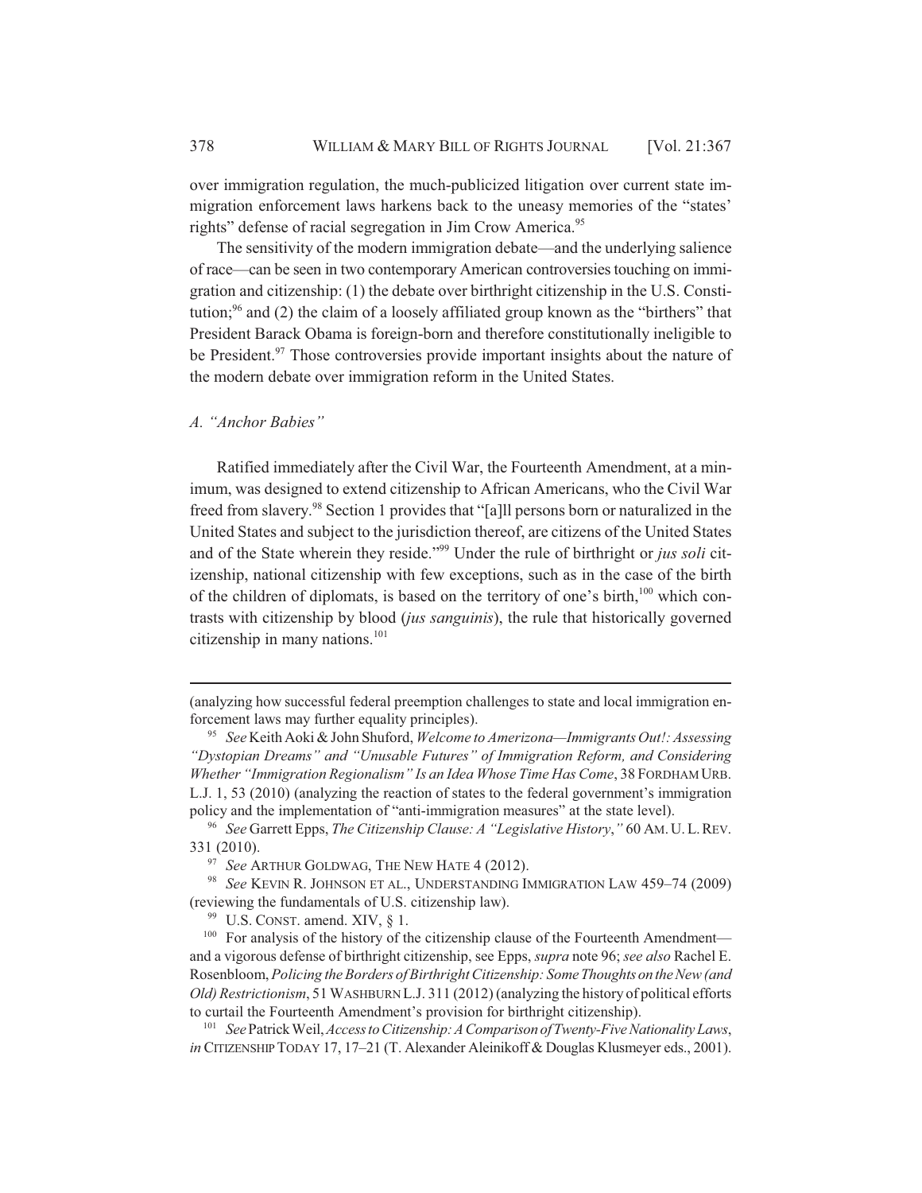over immigration regulation, the much-publicized litigation over current state immigration enforcement laws harkens back to the uneasy memories of the "states' rights" defense of racial segregation in Jim Crow America.[95]

The sensitivity of the modern immigration debate—and the underlying salience of race—can be seen in two contemporary American controversies touching on immigration and citizenship: (1) the debate over birthright citizenship in the U.S. Constitution;[96] and (2) the claim of a loosely affiliated group known as the "birthers" that President Barack Obama is foreign-born and therefore constitutionally ineligible to be President.[97] Those controversies provide important insights about the nature of the modern debate over immigration reform in the United States.

### *A. "Anchor Babies"*

Ratified immediately after the Civil War, the Fourteenth Amendment, at a minimum, was designed to extend citizenship to African Americans, who the Civil War freed from slavery.[98] Section 1 provides that "[a]ll persons born or naturalized in the United States and subject to the jurisdiction thereof, are citizens of the United States and of the State wherein they reside."[99] Under the rule of birthright or *jus soli* citizenship, national citizenship with few exceptions, such as in the case of the birth of the children of diplomats, is based on the territory of one's birth,[100] which contrasts with citizenship by blood (*jus sanguinis*), the rule that historically governed citizenship in many nations.[101]

---

(analyzing how successful federal preemption challenges to state and local immigration enforcement laws may further equality principles).

[95] *See* Keith Aoki & John Shuford, *Welcome to Amerizona—Immigrants Out!: Assessing "Dystopian Dreams" and "Unusable Futures" of Immigration Reform, and Considering Whether "Immigration Regionalism" Is an Idea Whose Time Has Come*, 38 FORDHAM URB. L.J. 1, 53 (2010) (analyzing the reaction of states to the federal government's immigration policy and the implementation of "anti-immigration measures" at the state level).

[96] *See* Garrett Epps, *The Citizenship Clause: A "Legislative History*,*"* 60 AM. U. L. REV. 331 (2010).

[97] *See* ARTHUR GOLDWAG, THE NEW HATE 4 (2012).

[98] *See* KEVIN R. JOHNSON ET AL., UNDERSTANDING IMMIGRATION LAW 459–74 (2009) (reviewing the fundamentals of U.S. citizenship law).

[99] U.S. CONST. amend. XIV, § 1.

[100] For analysis of the history of the citizenship clause of the Fourteenth Amendment—and a vigorous defense of birthright citizenship, see Epps, *supra* note 96; *see also* Rachel E. Rosenbloom, *Policing the Borders of Birthright Citizenship: Some Thoughts on the New (and Old) Restrictionism*, 51 WASHBURN L.J. 311 (2012) (analyzing the history of political efforts to curtail the Fourteenth Amendment's provision for birthright citizenship).

[101] *See* Patrick Weil, *Access to Citizenship: A Comparison of Twenty-Five Nationality Laws*, *in* CITIZENSHIP TODAY 17, 17–21 (T. Alexander Aleinikoff & Douglas Klusmeyer eds., 2001).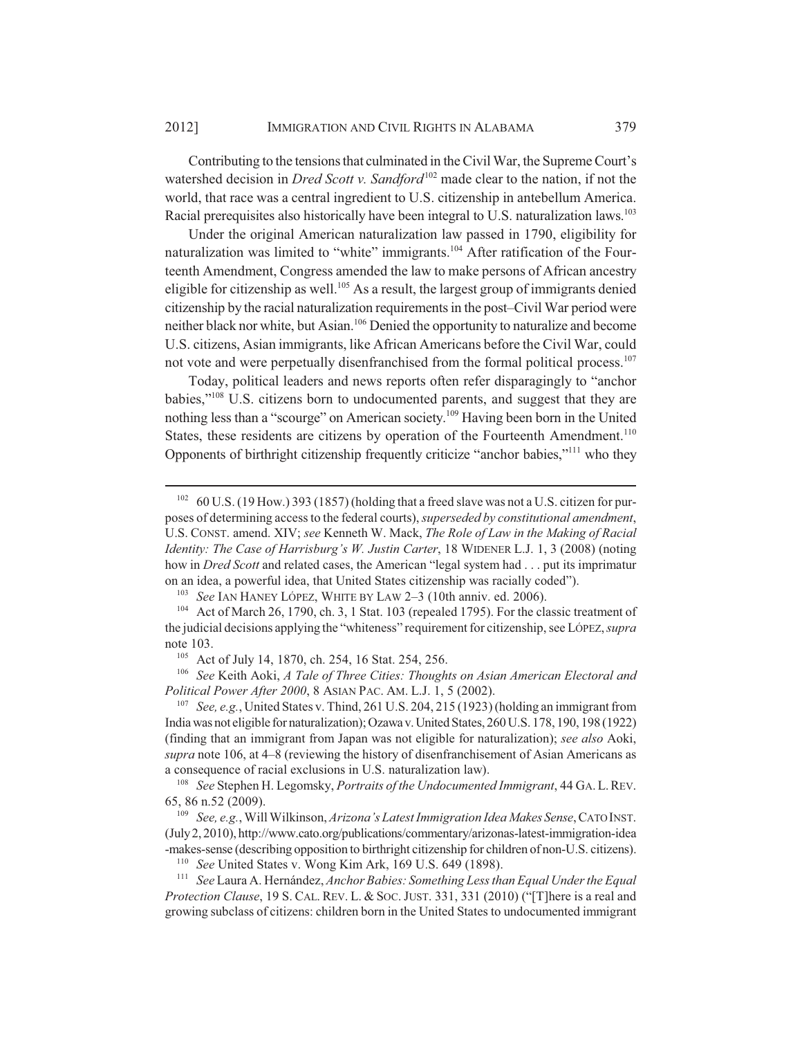Contributing to the tensions that culminated in the Civil War, the Supreme Court's watershed decision in *Dred Scott v. Sandford*[102] made clear to the nation, if not the world, that race was a central ingredient to U.S. citizenship in antebellum America. Racial prerequisites also historically have been integral to U.S. naturalization laws.[103]

Under the original American naturalization law passed in 1790, eligibility for naturalization was limited to "white" immigrants.[104] After ratification of the Fourteenth Amendment, Congress amended the law to make persons of African ancestry eligible for citizenship as well.[105] As a result, the largest group of immigrants denied citizenship by the racial naturalization requirements in the post–Civil War period were neither black nor white, but Asian.[106] Denied the opportunity to naturalize and become U.S. citizens, Asian immigrants, like African Americans before the Civil War, could not vote and were perpetually disenfranchised from the formal political process.[107]

Today, political leaders and news reports often refer disparagingly to "anchor babies,"[108] U.S. citizens born to undocumented parents, and suggest that they are nothing less than a "scourge" on American society.[109] Having been born in the United States, these residents are citizens by operation of the Fourteenth Amendment.[110] Opponents of birthright citizenship frequently criticize "anchor babies,"[111] who they

---

[102] 60 U.S. (19 How.) 393 (1857) (holding that a freed slave was not a U.S. citizen for purposes of determining access to the federal courts), *superseded by constitutional amendment*, U.S. CONST. amend. XIV; *see* Kenneth W. Mack, *The Role of Law in the Making of Racial Identity: The Case of Harrisburg's W. Justin Carter*, 18 WIDENER L.J. 1, 3 (2008) (noting how in *Dred Scott* and related cases, the American "legal system had . . . put its imprimatur on an idea, a powerful idea, that United States citizenship was racially coded").

[103] *See* IAN HANEY LÓPEZ, WHITE BY LAW 2–3 (10th anniv. ed. 2006).

[104] Act of March 26, 1790, ch. 3, 1 Stat. 103 (repealed 1795). For the classic treatment of the judicial decisions applying the "whiteness" requirement for citizenship, see LÓPEZ, *supra* note 103.

[105] Act of July 14, 1870, ch. 254, 16 Stat. 254, 256.

[106] *See* Keith Aoki, *A Tale of Three Cities: Thoughts on Asian American Electoral and Political Power After 2000*, 8 ASIAN PAC. AM. L.J. 1, 5 (2002).

[107] *See, e.g.*, United States v. Thind, 261 U.S. 204, 215 (1923) (holding an immigrant from India was not eligible for naturalization); Ozawa v. United States, 260 U.S. 178, 190, 198 (1922) (finding that an immigrant from Japan was not eligible for naturalization); *see also* Aoki, *supra* note 106, at 4–8 (reviewing the history of disenfranchisement of Asian Americans as a consequence of racial exclusions in U.S. naturalization law).

[108] *See* Stephen H. Legomsky, *Portraits of the Undocumented Immigrant*, 44 GA. L. REV. 65, 86 n.52 (2009).

[109] *See, e.g.*, Will Wilkinson, *Arizona's Latest Immigration Idea Makes Sense*, CATO INST. (July 2, 2010), http://www.cato.org/publications/commentary/arizonas-latest-immigration-idea-makes-sense (describing opposition to birthright citizenship for children of non-U.S. citizens).

[110] *See* United States v. Wong Kim Ark, 169 U.S. 649 (1898).

[111] *See* Laura A. Hernández, *Anchor Babies: Something Less than Equal Under the Equal Protection Clause*, 19 S. CAL. REV. L. & SOC. JUST. 331, 331 (2010) ("[T]here is a real and growing subclass of citizens: children born in the United States to undocumented immigrant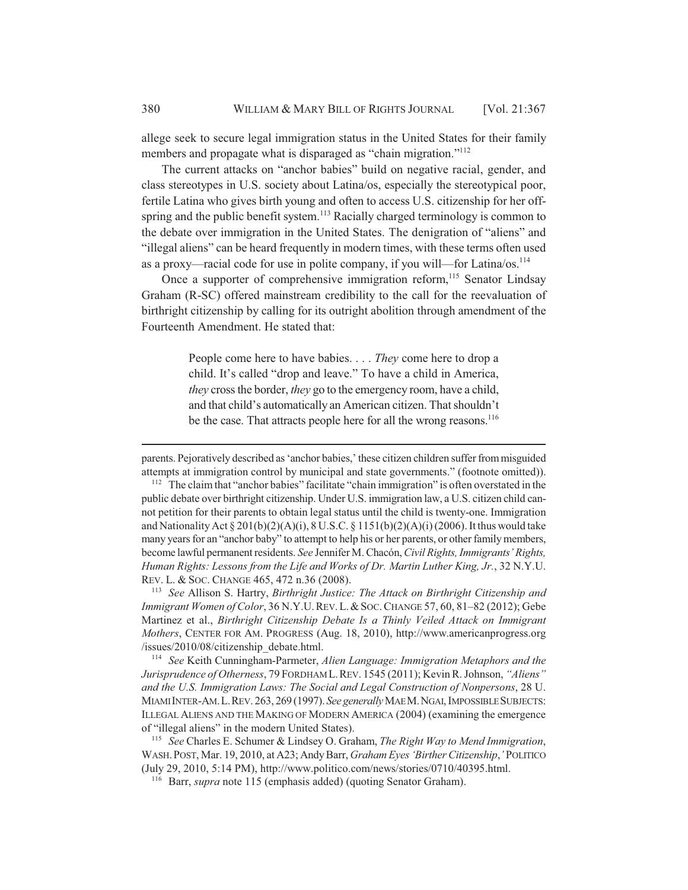allege seek to secure legal immigration status in the United States for their family members and propagate what is disparaged as "chain migration."[112]

The current attacks on "anchor babies" build on negative racial, gender, and class stereotypes in U.S. society about Latina/os, especially the stereotypical poor, fertile Latina who gives birth young and often to access U.S. citizenship for her offspring and the public benefit system.[113] Racially charged terminology is common to the debate over immigration in the United States. The denigration of "aliens" and "illegal aliens" can be heard frequently in modern times, with these terms often used as a proxy—racial code for use in polite company, if you will—for Latina/os.[114]

Once a supporter of comprehensive immigration reform,[115] Senator Lindsay Graham (R-SC) offered mainstream credibility to the call for the reevaluation of birthright citizenship by calling for its outright abolition through amendment of the Fourteenth Amendment. He stated that:

> People come here to have babies. . . . *They* come here to drop a child. It's called "drop and leave." To have a child in America, *they* cross the border, *they* go to the emergency room, have a child, and that child's automatically an American citizen. That shouldn't be the case. That attracts people here for all the wrong reasons.[116]

---

parents. Pejoratively described as 'anchor babies,' these citizen children suffer from misguided attempts at immigration control by municipal and state governments." (footnote omitted)).

[112] The claim that "anchor babies" facilitate "chain immigration" is often overstated in the public debate over birthright citizenship. Under U.S. immigration law, a U.S. citizen child cannot petition for their parents to obtain legal status until the child is twenty-one. Immigration and Nationality Act § 201(b)(2)(A)(i), 8 U.S.C. § 1151(b)(2)(A)(i) (2006). It thus would take many years for an "anchor baby" to attempt to help his or her parents, or other family members, become lawful permanent residents. *See* Jennifer M. Chacón, *Civil Rights, Immigrants' Rights, Human Rights: Lessons from the Life and Works of Dr. Martin Luther King, Jr.*, 32 N.Y.U. REV. L. & SOC. CHANGE 465, 472 n.36 (2008).

[113] *See* Allison S. Hartry, *Birthright Justice: The Attack on Birthright Citizenship and Immigrant Women of Color*, 36 N.Y.U. REV. L. & SOC. CHANGE 57, 60, 81–82 (2012); Gebe Martinez et al., *Birthright Citizenship Debate Is a Thinly Veiled Attack on Immigrant Mothers*, CENTER FOR AM. PROGRESS (Aug. 18, 2010), http://www.americanprogress.org/issues/2010/08/citizenship_debate.html.

[114] *See* Keith Cunningham-Parmeter, *Alien Language: Immigration Metaphors and the Jurisprudence of Otherness*, 79 FORDHAM L. REV. 1545 (2011); Kevin R. Johnson, *"Aliens" and the U.S. Immigration Laws: The Social and Legal Construction of Nonpersons*, 28 U. MIAMI INTER-AM. L. REV. 263, 269 (1997). *See generally* MAE M. NGAI, IMPOSSIBLE SUBJECTS: ILLEGAL ALIENS AND THE MAKING OF MODERN AMERICA (2004) (examining the emergence of "illegal aliens" in the modern United States).

[115] *See* Charles E. Schumer & Lindsey O. Graham, *The Right Way to Mend Immigration*, WASH. POST, Mar. 19, 2010, at A23; Andy Barr, *Graham Eyes 'Birther Citizenship,'* POLITICO (July 29, 2010, 5:14 PM), http://www.politico.com/news/stories/0710/40395.html.

[116] Barr, *supra* note 115 (emphasis added) (quoting Senator Graham).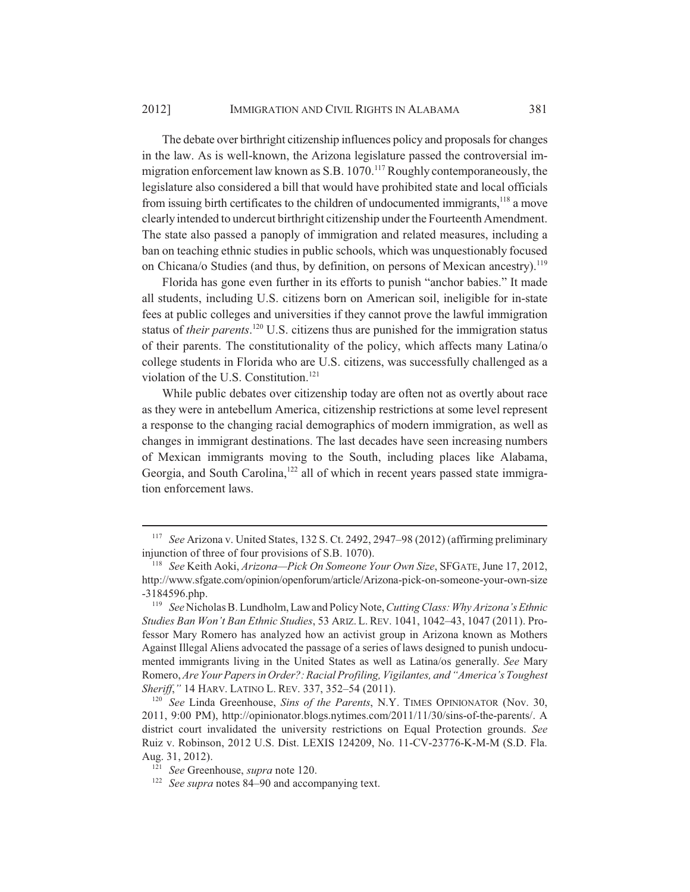The debate over birthright citizenship influences policy and proposals for changes in the law. As is well-known, the Arizona legislature passed the controversial immigration enforcement law known as S.B. 1070.[117] Roughly contemporaneously, the legislature also considered a bill that would have prohibited state and local officials from issuing birth certificates to the children of undocumented immigrants,[118] a move clearly intended to undercut birthright citizenship under the Fourteenth Amendment. The state also passed a panoply of immigration and related measures, including a ban on teaching ethnic studies in public schools, which was unquestionably focused on Chicana/o Studies (and thus, by definition, on persons of Mexican ancestry).[119]

Florida has gone even further in its efforts to punish "anchor babies." It made all students, including U.S. citizens born on American soil, ineligible for in-state fees at public colleges and universities if they cannot prove the lawful immigration status of *their parents*.[120] U.S. citizens thus are punished for the immigration status of their parents. The constitutionality of the policy, which affects many Latina/o college students in Florida who are U.S. citizens, was successfully challenged as a violation of the U.S. Constitution.[121]

While public debates over citizenship today are often not as overtly about race as they were in antebellum America, citizenship restrictions at some level represent a response to the changing racial demographics of modern immigration, as well as changes in immigrant destinations. The last decades have seen increasing numbers of Mexican immigrants moving to the South, including places like Alabama, Georgia, and South Carolina,[122] all of which in recent years passed state immigration enforcement laws.

---

[117] *See* Arizona v. United States, 132 S. Ct. 2492, 2947–98 (2012) (affirming preliminary injunction of three of four provisions of S.B. 1070).

[118] *See* Keith Aoki, *Arizona—Pick On Someone Your Own Size*, SFGATE, June 17, 2012, http://www.sfgate.com/opinion/openforum/article/Arizona-pick-on-someone-your-own-size-3184596.php.

[119] *See* Nicholas B. Lundholm, Law and Policy Note, *Cutting Class: Why Arizona's Ethnic Studies Ban Won't Ban Ethnic Studies*, 53 ARIZ. L. REV. 1041, 1042–43, 1047 (2011). Professor Mary Romero has analyzed how an activist group in Arizona known as Mothers Against Illegal Aliens advocated the passage of a series of laws designed to punish undocumented immigrants living in the United States as well as Latina/os generally. *See* Mary Romero, *Are Your Papers in Order?: Racial Profiling, Vigilantes, and "America's Toughest Sheriff*,*"* 14 HARV. LATINO L. REV. 337, 352–54 (2011).

[120] *See* Linda Greenhouse, *Sins of the Parents*, N.Y. TIMES OPINIONATOR (Nov. 30, 2011, 9:00 PM), http://opinionator.blogs.nytimes.com/2011/11/30/sins-of-the-parents/. A district court invalidated the university restrictions on Equal Protection grounds. *See* Ruiz v. Robinson, 2012 U.S. Dist. LEXIS 124209, No. 11-CV-23776-K-M-M (S.D. Fla. Aug. 31, 2012).

[121] *See* Greenhouse, *supra* note 120.

[122] *See supra* notes 84–90 and accompanying text.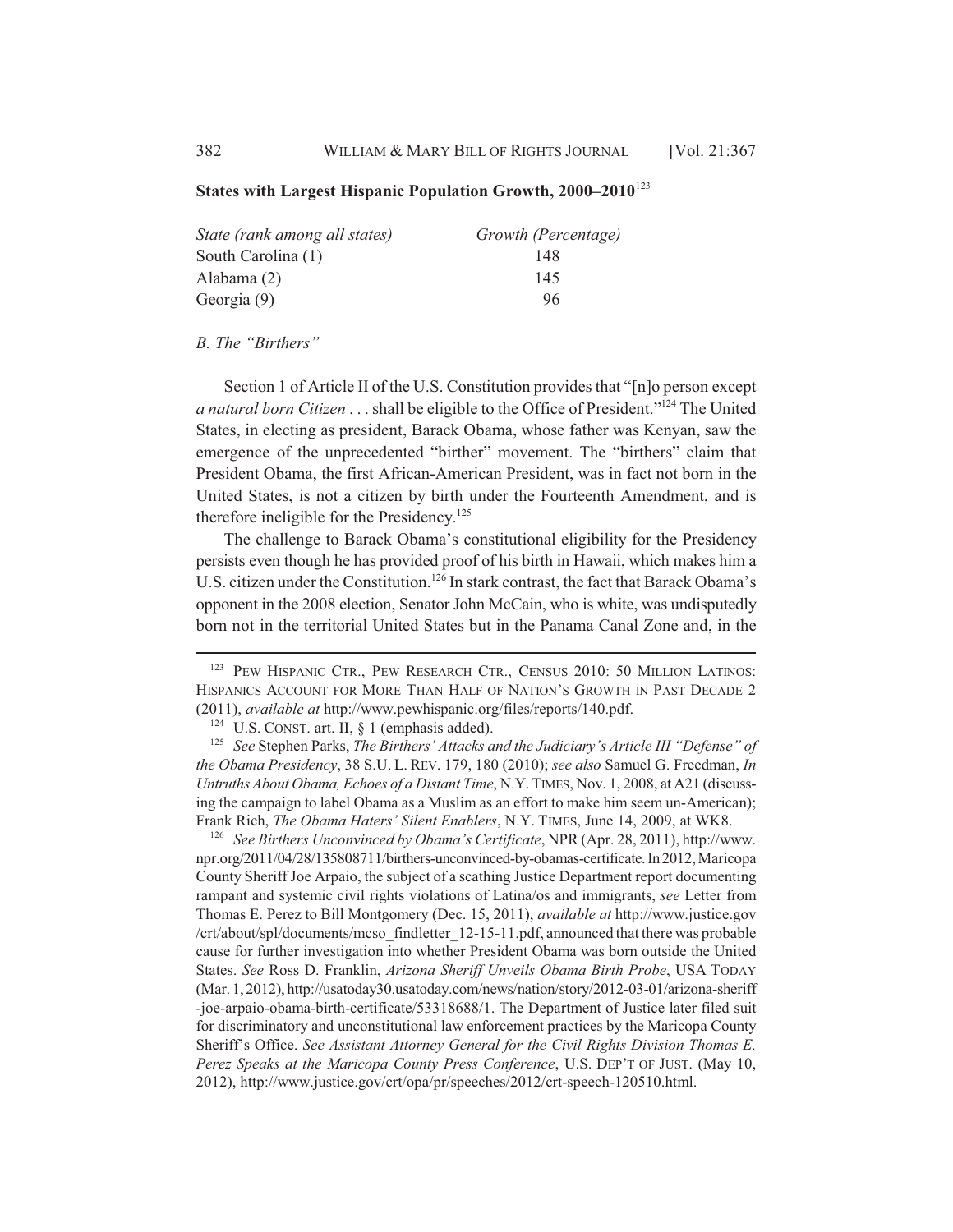**States with Largest Hispanic Population Growth, 2000–2010**[123]

| *State (rank among all states)* | *Growth (Percentage)* |
| --- | --- |
| South Carolina (1) | 148 |
| Alabama (2) | 145 |
| Georgia (9) | 96 |

*B. The "Birthers"*

Section 1 of Article II of the U.S. Constitution provides that "[n]o person except *a natural born Citizen* . . . shall be eligible to the Office of President."[124] The United States, in electing as president, Barack Obama, whose father was Kenyan, saw the emergence of the unprecedented "birther" movement. The "birthers" claim that President Obama, the first African-American President, was in fact not born in the United States, is not a citizen by birth under the Fourteenth Amendment, and is therefore ineligible for the Presidency.[125]

The challenge to Barack Obama's constitutional eligibility for the Presidency persists even though he has provided proof of his birth in Hawaii, which makes him a U.S. citizen under the Constitution.[126] In stark contrast, the fact that Barack Obama's opponent in the 2008 election, Senator John McCain, who is white, was undisputedly born not in the territorial United States but in the Panama Canal Zone and, in the

---

[123] PEW HISPANIC CTR., PEW RESEARCH CTR., CENSUS 2010: 50 MILLION LATINOS: HISPANICS ACCOUNT FOR MORE THAN HALF OF NATION'S GROWTH IN PAST DECADE 2 (2011), *available at* http://www.pewhispanic.org/files/reports/140.pdf.

[124] U.S. CONST. art. II, § 1 (emphasis added).

[125] *See* Stephen Parks, *The Birthers' Attacks and the Judiciary's Article III "Defense" of the Obama Presidency*, 38 S.U. L. REV. 179, 180 (2010); *see also* Samuel G. Freedman, *In Untruths About Obama, Echoes of a Distant Time*, N.Y. TIMES, Nov. 1, 2008, at A21 (discussing the campaign to label Obama as a Muslim as an effort to make him seem un-American); Frank Rich, *The Obama Haters' Silent Enablers*, N.Y. TIMES, June 14, 2009, at WK8.

[126] *See Birthers Unconvinced by Obama's Certificate*, NPR (Apr. 28, 2011), http://www.npr.org/2011/04/28/135808711/birthers-unconvinced-by-obamas-certificate. In 2012, Maricopa County Sheriff Joe Arpaio, the subject of a scathing Justice Department report documenting rampant and systemic civil rights violations of Latina/os and immigrants, *see* Letter from Thomas E. Perez to Bill Montgomery (Dec. 15, 2011), *available at* http://www.justice.gov/crt/about/spl/documents/mcso_findletter_12-15-11.pdf, announced that there was probable cause for further investigation into whether President Obama was born outside the United States. *See* Ross D. Franklin, *Arizona Sheriff Unveils Obama Birth Probe*, USA TODAY (Mar. 1, 2012), http://usatoday30.usatoday.com/news/nation/story/2012-03-01/arizona-sheriff-joe-arpaio-obama-birth-certificate/53318688/1. The Department of Justice later filed suit for discriminatory and unconstitutional law enforcement practices by the Maricopa County Sheriff's Office. *See Assistant Attorney General for the Civil Rights Division Thomas E. Perez Speaks at the Maricopa County Press Conference*, U.S. DEP'T OF JUST. (May 10, 2012), http://www.justice.gov/crt/opa/pr/speeches/2012/crt-speech-120510.html.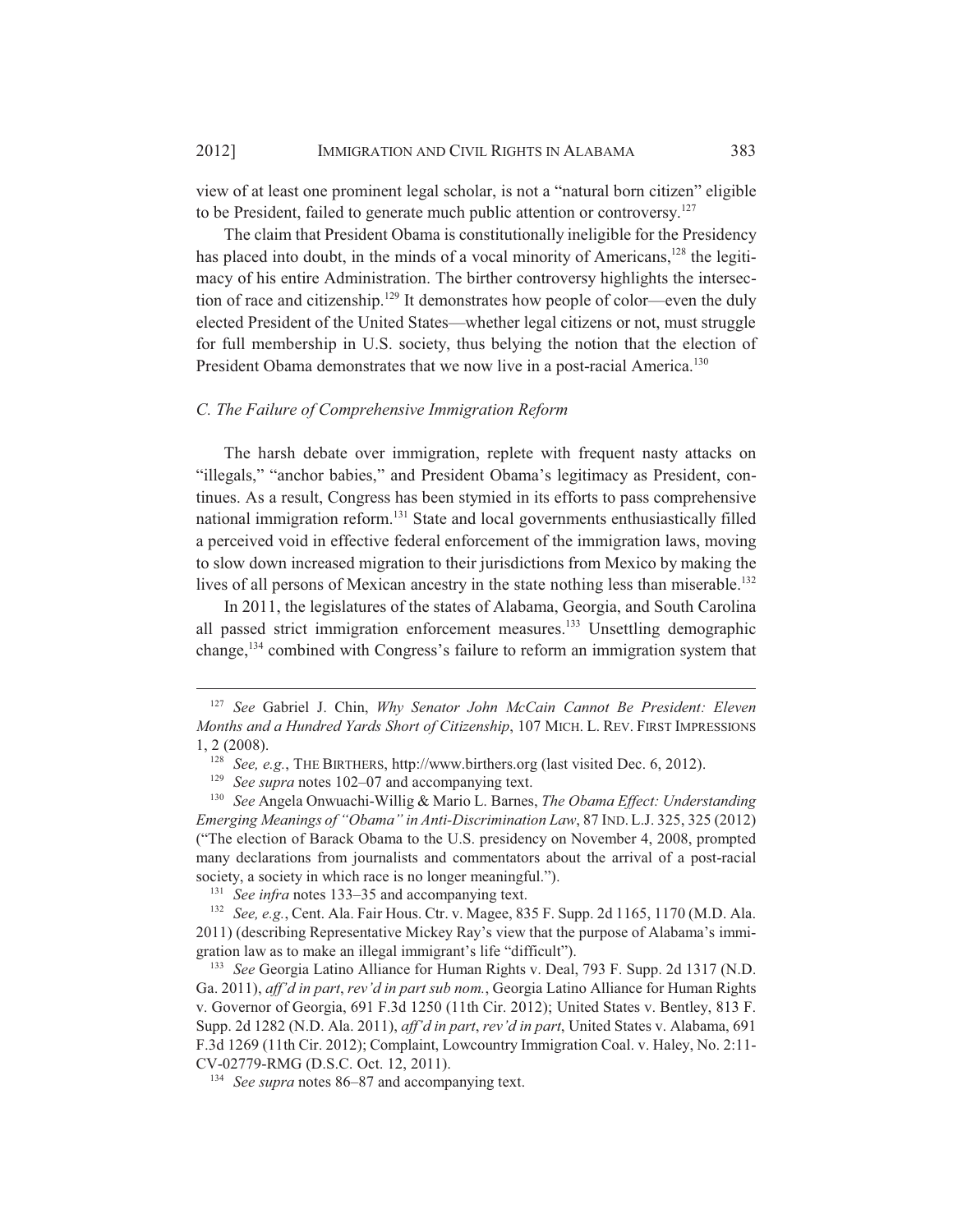view of at least one prominent legal scholar, is not a "natural born citizen" eligible to be President, failed to generate much public attention or controversy.[127]

The claim that President Obama is constitutionally ineligible for the Presidency has placed into doubt, in the minds of a vocal minority of Americans,[128] the legitimacy of his entire Administration. The birther controversy highlights the intersection of race and citizenship.[129] It demonstrates how people of color—even the duly elected President of the United States—whether legal citizens or not, must struggle for full membership in U.S. society, thus belying the notion that the election of President Obama demonstrates that we now live in a post-racial America.[130]

### *C. The Failure of Comprehensive Immigration Reform*

The harsh debate over immigration, replete with frequent nasty attacks on "illegals," "anchor babies," and President Obama's legitimacy as President, continues. As a result, Congress has been stymied in its efforts to pass comprehensive national immigration reform.[131] State and local governments enthusiastically filled a perceived void in effective federal enforcement of the immigration laws, moving to slow down increased migration to their jurisdictions from Mexico by making the lives of all persons of Mexican ancestry in the state nothing less than miserable.[132]

In 2011, the legislatures of the states of Alabama, Georgia, and South Carolina all passed strict immigration enforcement measures.[133] Unsettling demographic change,[134] combined with Congress's failure to reform an immigration system that

---

[127] *See* Gabriel J. Chin, *Why Senator John McCain Cannot Be President: Eleven Months and a Hundred Yards Short of Citizenship*, 107 MICH. L. REV. FIRST IMPRESSIONS 1, 2 (2008).

[128] *See, e.g.*, THE BIRTHERS, http://www.birthers.org (last visited Dec. 6, 2012).

[129] *See supra* notes 102–07 and accompanying text.

[130] *See* Angela Onwuachi-Willig & Mario L. Barnes, *The Obama Effect: Understanding Emerging Meanings of "Obama" in Anti-Discrimination Law*, 87 IND. L.J. 325, 325 (2012) ("The election of Barack Obama to the U.S. presidency on November 4, 2008, prompted many declarations from journalists and commentators about the arrival of a post-racial society, a society in which race is no longer meaningful.").

[131] *See infra* notes 133–35 and accompanying text.

[132] *See, e.g.*, Cent. Ala. Fair Hous. Ctr. v. Magee, 835 F. Supp. 2d 1165, 1170 (M.D. Ala. 2011) (describing Representative Mickey Ray's view that the purpose of Alabama's immigration law as to make an illegal immigrant's life "difficult").

[133] *See* Georgia Latino Alliance for Human Rights v. Deal, 793 F. Supp. 2d 1317 (N.D. Ga. 2011), *aff'd in part*, *rev'd in part sub nom.*, Georgia Latino Alliance for Human Rights v. Governor of Georgia, 691 F.3d 1250 (11th Cir. 2012); United States v. Bentley, 813 F. Supp. 2d 1282 (N.D. Ala. 2011), *aff'd in part*, *rev'd in part*, United States v. Alabama, 691 F.3d 1269 (11th Cir. 2012); Complaint, Lowcountry Immigration Coal. v. Haley, No. 2:11-CV-02779-RMG (D.S.C. Oct. 12, 2011).

[134] *See supra* notes 86–87 and accompanying text.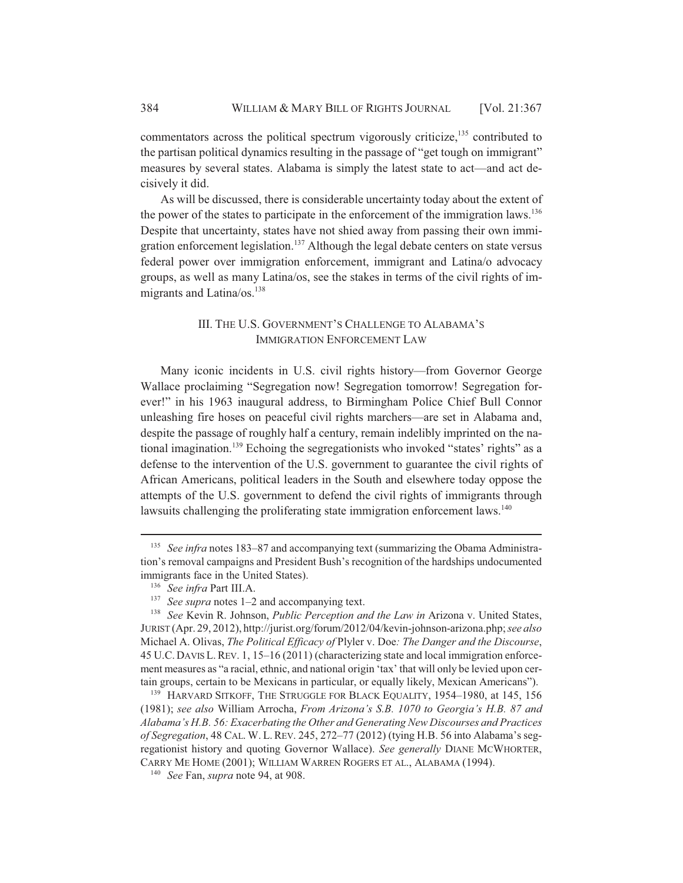commentators across the political spectrum vigorously criticize,[135] contributed to the partisan political dynamics resulting in the passage of "get tough on immigrant" measures by several states. Alabama is simply the latest state to act—and act decisively it did.

As will be discussed, there is considerable uncertainty today about the extent of the power of the states to participate in the enforcement of the immigration laws.[136] Despite that uncertainty, states have not shied away from passing their own immigration enforcement legislation.[137] Although the legal debate centers on state versus federal power over immigration enforcement, immigrant and Latina/o advocacy groups, as well as many Latina/os, see the stakes in terms of the civil rights of immigrants and Latina/os.[138]

## III. THE U.S. GOVERNMENT'S CHALLENGE TO ALABAMA'S IMMIGRATION ENFORCEMENT LAW

Many iconic incidents in U.S. civil rights history—from Governor George Wallace proclaiming "Segregation now! Segregation tomorrow! Segregation forever!" in his 1963 inaugural address, to Birmingham Police Chief Bull Connor unleashing fire hoses on peaceful civil rights marchers—are set in Alabama and, despite the passage of roughly half a century, remain indelibly imprinted on the national imagination.[139] Echoing the segregationists who invoked "states' rights" as a defense to the intervention of the U.S. government to guarantee the civil rights of African Americans, political leaders in the South and elsewhere today oppose the attempts of the U.S. government to defend the civil rights of immigrants through lawsuits challenging the proliferating state immigration enforcement laws.[140]

---

[135] *See infra* notes 183–87 and accompanying text (summarizing the Obama Administration's removal campaigns and President Bush's recognition of the hardships undocumented immigrants face in the United States).

[136] *See infra* Part III.A.

[137] *See supra* notes 1–2 and accompanying text.

[138] *See* Kevin R. Johnson, *Public Perception and the Law in* Arizona v. United States, JURIST (Apr. 29, 2012), http://jurist.org/forum/2012/04/kevin-johnson-arizona.php; *see also* Michael A. Olivas, *The Political Efficacy of* Plyler v. Doe*: The Danger and the Discourse*, 45 U.C. DAVIS L. REV. 1, 15–16 (2011) (characterizing state and local immigration enforcement measures as "a racial, ethnic, and national origin 'tax' that will only be levied upon certain groups, certain to be Mexicans in particular, or equally likely, Mexican Americans").

[139] HARVARD SITKOFF, THE STRUGGLE FOR BLACK EQUALITY, 1954–1980, at 145, 156 (1981); *see also* William Arrocha, *From Arizona's S.B. 1070 to Georgia's H.B. 87 and Alabama's H.B. 56: Exacerbating the Other and Generating New Discourses and Practices of Segregation*, 48 CAL. W. L. REV. 245, 272–77 (2012) (tying H.B. 56 into Alabama's segregationist history and quoting Governor Wallace). *See generally* DIANE MCWHORTER, CARRY ME HOME (2001); WILLIAM WARREN ROGERS ET AL., ALABAMA (1994).

[140] *See* Fan, *supra* note 94, at 908.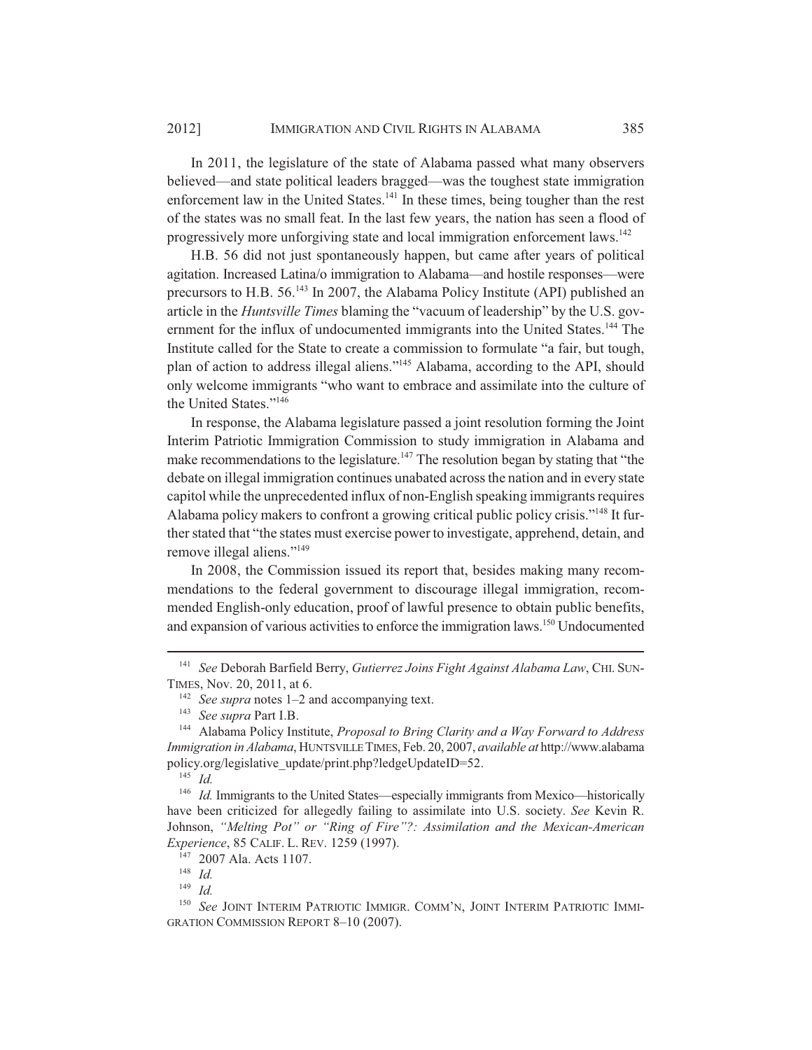In 2011, the legislature of the state of Alabama passed what many observers believed—and state political leaders bragged—was the toughest state immigration enforcement law in the United States.[141] In these times, being tougher than the rest of the states was no small feat. In the last few years, the nation has seen a flood of progressively more unforgiving state and local immigration enforcement laws.[142]

H.B. 56 did not just spontaneously happen, but came after years of political agitation. Increased Latina/o immigration to Alabama—and hostile responses—were precursors to H.B. 56.[143] In 2007, the Alabama Policy Institute (API) published an article in the *Huntsville Times* blaming the "vacuum of leadership" by the U.S. government for the influx of undocumented immigrants into the United States.[144] The Institute called for the State to create a commission to formulate "a fair, but tough, plan of action to address illegal aliens."[145] Alabama, according to the API, should only welcome immigrants "who want to embrace and assimilate into the culture of the United States."[146]

In response, the Alabama legislature passed a joint resolution forming the Joint Interim Patriotic Immigration Commission to study immigration in Alabama and make recommendations to the legislature.[147] The resolution began by stating that "the debate on illegal immigration continues unabated across the nation and in every state capitol while the unprecedented influx of non-English speaking immigrants requires Alabama policy makers to confront a growing critical public policy crisis."[148] It further stated that "the states must exercise power to investigate, apprehend, detain, and remove illegal aliens."[149]

In 2008, the Commission issued its report that, besides making many recommendations to the federal government to discourage illegal immigration, recommended English-only education, proof of lawful presence to obtain public benefits, and expansion of various activities to enforce the immigration laws.[150] Undocumented

---

[141] *See* Deborah Barfield Berry, *Gutierrez Joins Fight Against Alabama Law*, CHI. SUN-TIMES, Nov. 20, 2011, at 6.

[142] *See supra* notes 1–2 and accompanying text.

[143] *See supra* Part I.B.

[144] Alabama Policy Institute, *Proposal to Bring Clarity and a Way Forward to Address Immigration in Alabama*, HUNTSVILLE TIMES, Feb. 20, 2007, *available at* http://www.alabamapolicy.org/legislative_update/print.php?ledgeUpdateID=52.

[145] *Id.*

[146] *Id.* Immigrants to the United States—especially immigrants from Mexico—historically have been criticized for allegedly failing to assimilate into U.S. society. *See* Kevin R. Johnson, *"Melting Pot" or "Ring of Fire"?: Assimilation and the Mexican-American Experience*, 85 CALIF. L. REV. 1259 (1997).

[147] 2007 Ala. Acts 1107.

[148] *Id.*

[149] *Id.*

[150] *See* JOINT INTERIM PATRIOTIC IMMIGR. COMM'N, JOINT INTERIM PATRIOTIC IMMIGRATION COMMISSION REPORT 8–10 (2007).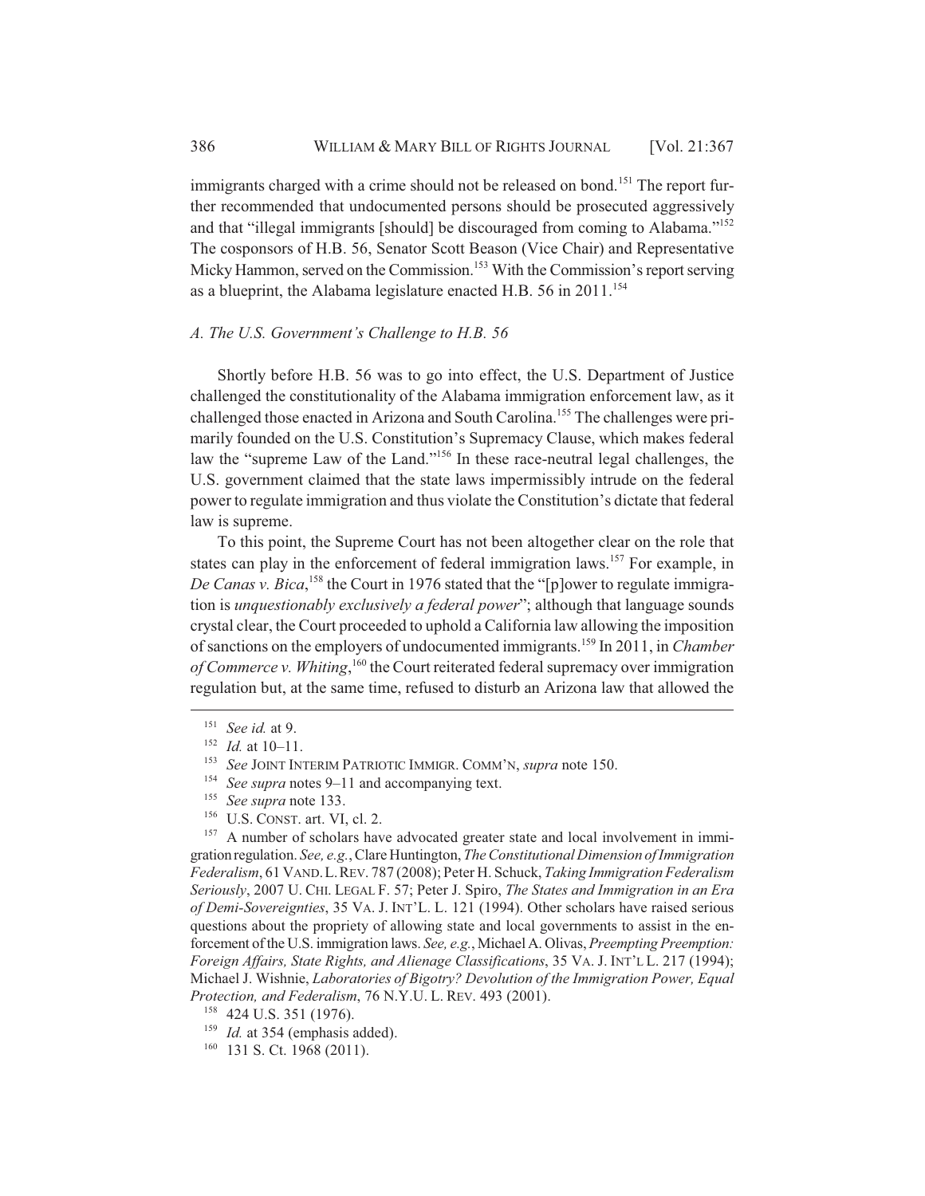immigrants charged with a crime should not be released on bond.[151] The report further recommended that undocumented persons should be prosecuted aggressively and that "illegal immigrants [should] be discouraged from coming to Alabama."[152] The cosponsors of H.B. 56, Senator Scott Beason (Vice Chair) and Representative Micky Hammon, served on the Commission.[153] With the Commission's report serving as a blueprint, the Alabama legislature enacted H.B. 56 in 2011.[154]

### *A. The U.S. Government's Challenge to H.B. 56*

Shortly before H.B. 56 was to go into effect, the U.S. Department of Justice challenged the constitutionality of the Alabama immigration enforcement law, as it challenged those enacted in Arizona and South Carolina.[155] The challenges were primarily founded on the U.S. Constitution's Supremacy Clause, which makes federal law the "supreme Law of the Land."[156] In these race-neutral legal challenges, the U.S. government claimed that the state laws impermissibly intrude on the federal power to regulate immigration and thus violate the Constitution's dictate that federal law is supreme.

To this point, the Supreme Court has not been altogether clear on the role that states can play in the enforcement of federal immigration laws.[157] For example, in *De Canas v. Bica*,[158] the Court in 1976 stated that the "[p]ower to regulate immigration is *unquestionably exclusively a federal power*"; although that language sounds crystal clear, the Court proceeded to uphold a California law allowing the imposition of sanctions on the employers of undocumented immigrants.[159] In 2011, in *Chamber of Commerce v. Whiting*,[160] the Court reiterated federal supremacy over immigration regulation but, at the same time, refused to disturb an Arizona law that allowed the

---

[151] *See id.* at 9.

[152] *Id.* at 10–11.

[153] *See* JOINT INTERIM PATRIOTIC IMMIGR. COMM'N, *supra* note 150.

[154] *See supra* notes 9–11 and accompanying text.

[155] *See supra* note 133.

[156] U.S. CONST. art. VI, cl. 2.

[157] A number of scholars have advocated greater state and local involvement in immigration regulation. *See, e.g.*, Clare Huntington, *The Constitutional Dimension of Immigration Federalism*, 61 VAND. L. REV. 787 (2008); Peter H. Schuck, *Taking Immigration Federalism Seriously*, 2007 U. CHI. LEGAL F. 57; Peter J. Spiro, *The States and Immigration in an Era of Demi-Sovereignties*, 35 VA. J. INT'L L. 121 (1994). Other scholars have raised serious questions about the propriety of allowing state and local governments to assist in the enforcement of the U.S. immigration laws. *See, e.g.*, Michael A. Olivas, *Preempting Preemption: Foreign Affairs, State Rights, and Alienage Classifications*, 35 VA. J. INT'L L. 217 (1994); Michael J. Wishnie, *Laboratories of Bigotry? Devolution of the Immigration Power, Equal Protection, and Federalism*, 76 N.Y.U. L. REV. 493 (2001).

[158] 424 U.S. 351 (1976).

[159] *Id.* at 354 (emphasis added).

[160] 131 S. Ct. 1968 (2011).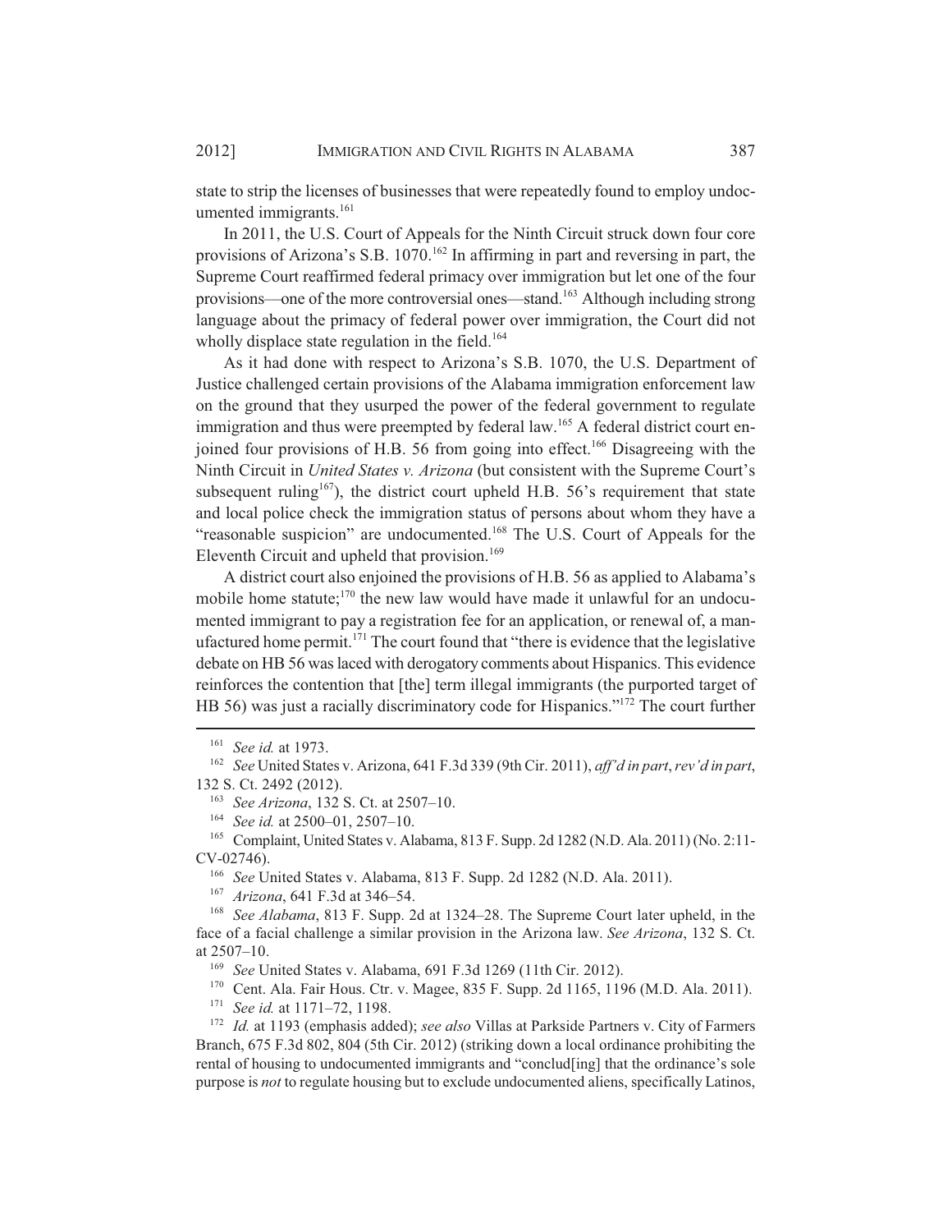state to strip the licenses of businesses that were repeatedly found to employ undocumented immigrants.[161]

In 2011, the U.S. Court of Appeals for the Ninth Circuit struck down four core provisions of Arizona's S.B. 1070.[162] In affirming in part and reversing in part, the Supreme Court reaffirmed federal primacy over immigration but let one of the four provisions—one of the more controversial ones—stand.[163] Although including strong language about the primacy of federal power over immigration, the Court did not wholly displace state regulation in the field.[164]

As it had done with respect to Arizona's S.B. 1070, the U.S. Department of Justice challenged certain provisions of the Alabama immigration enforcement law on the ground that they usurped the power of the federal government to regulate immigration and thus were preempted by federal law.[165] A federal district court enjoined four provisions of H.B. 56 from going into effect.[166] Disagreeing with the Ninth Circuit in *United States v. Arizona* (but consistent with the Supreme Court's subsequent ruling[167]), the district court upheld H.B. 56's requirement that state and local police check the immigration status of persons about whom they have a "reasonable suspicion" are undocumented.[168] The U.S. Court of Appeals for the Eleventh Circuit and upheld that provision.[169]

A district court also enjoined the provisions of H.B. 56 as applied to Alabama's mobile home statute;[170] the new law would have made it unlawful for an undocumented immigrant to pay a registration fee for an application, or renewal of, a manufactured home permit.[171] The court found that "there is evidence that the legislative debate on HB 56 was laced with derogatory comments about Hispanics. This evidence reinforces the contention that [the] term illegal immigrants (the purported target of HB 56) was just a racially discriminatory code for Hispanics."[172] The court further

---

[161] *See id.* at 1973.

[162] *See* United States v. Arizona, 641 F.3d 339 (9th Cir. 2011), *aff'd in part*, *rev'd in part*, 132 S. Ct. 2492 (2012).

[163] *See Arizona*, 132 S. Ct. at 2507–10.

[164] *See id.* at 2500–01, 2507–10.

[165] Complaint, United States v. Alabama, 813 F. Supp. 2d 1282 (N.D. Ala. 2011) (No. 2:11-CV-02746).

[166] *See* United States v. Alabama, 813 F. Supp. 2d 1282 (N.D. Ala. 2011).

[167] *Arizona*, 641 F.3d at 346–54.

[168] *See Alabama*, 813 F. Supp. 2d at 1324–28. The Supreme Court later upheld, in the face of a facial challenge a similar provision in the Arizona law. *See Arizona*, 132 S. Ct. at 2507–10.

[169] *See* United States v. Alabama, 691 F.3d 1269 (11th Cir. 2012).

[170] Cent. Ala. Fair Hous. Ctr. v. Magee, 835 F. Supp. 2d 1165, 1196 (M.D. Ala. 2011).

[171] *See id.* at 1171–72, 1198.

[172] *Id.* at 1193 (emphasis added); *see also* Villas at Parkside Partners v. City of Farmers Branch, 675 F.3d 802, 804 (5th Cir. 2012) (striking down a local ordinance prohibiting the rental of housing to undocumented immigrants and "conclud[ing] that the ordinance's sole purpose is *not* to regulate housing but to exclude undocumented aliens, specifically Latinos,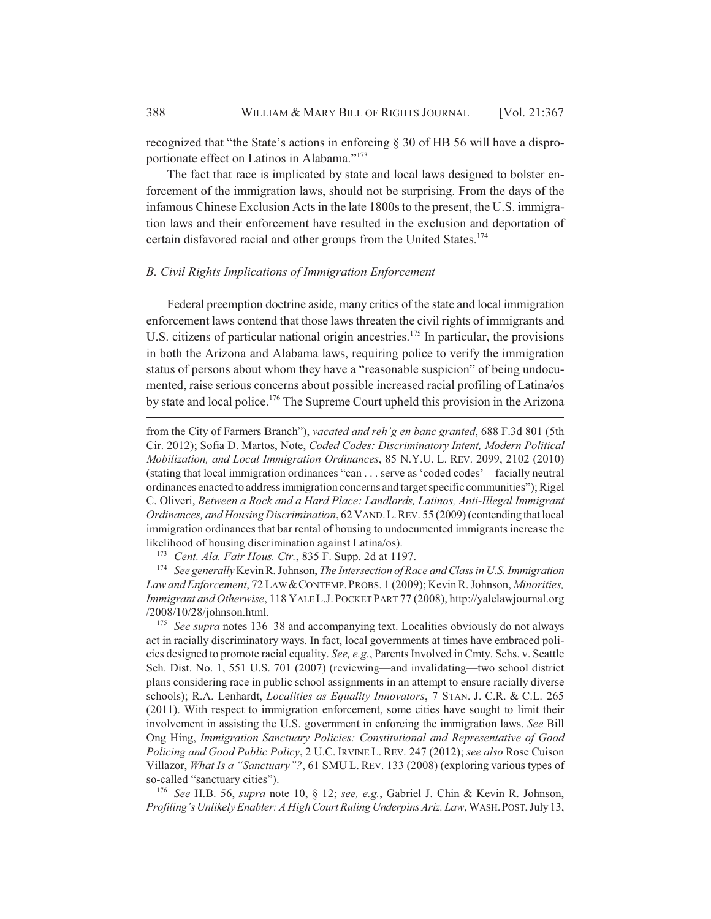recognized that "the State's actions in enforcing § 30 of HB 56 will have a disproportionate effect on Latinos in Alabama."[173]

The fact that race is implicated by state and local laws designed to bolster enforcement of the immigration laws, should not be surprising. From the days of the infamous Chinese Exclusion Acts in the late 1800s to the present, the U.S. immigration laws and their enforcement have resulted in the exclusion and deportation of certain disfavored racial and other groups from the United States.[174]

### *B. Civil Rights Implications of Immigration Enforcement*

Federal preemption doctrine aside, many critics of the state and local immigration enforcement laws contend that those laws threaten the civil rights of immigrants and U.S. citizens of particular national origin ancestries.[175] In particular, the provisions in both the Arizona and Alabama laws, requiring police to verify the immigration status of persons about whom they have a "reasonable suspicion" of being undocumented, raise serious concerns about possible increased racial profiling of Latina/os by state and local police.[176] The Supreme Court upheld this provision in the Arizona

---

from the City of Farmers Branch"), *vacated and reh'g en banc granted*, 688 F.3d 801 (5th Cir. 2012); Sofia D. Martos, Note, *Coded Codes: Discriminatory Intent, Modern Political Mobilization, and Local Immigration Ordinances*, 85 N.Y.U. L. REV. 2099, 2102 (2010) (stating that local immigration ordinances "can . . . serve as 'coded codes'—facially neutral ordinances enacted to address immigration concerns and target specific communities"); Rigel C. Oliveri, *Between a Rock and a Hard Place: Landlords, Latinos, Anti-Illegal Immigrant Ordinances, and Housing Discrimination*, 62 VAND. L. REV. 55 (2009) (contending that local immigration ordinances that bar rental of housing to undocumented immigrants increase the likelihood of housing discrimination against Latina/os).

[173] *Cent. Ala. Fair Hous. Ctr.*, 835 F. Supp. 2d at 1197.

[174] *See generally* Kevin R. Johnson, *The Intersection of Race and Class in U.S. Immigration Law and Enforcement*, 72 LAW & CONTEMP. PROBS. 1 (2009); Kevin R. Johnson, *Minorities, Immigrant and Otherwise*, 118 YALE L.J. POCKET PART 77 (2008), http://yalelawjournal.org/2008/10/28/johnson.html.

[175] *See supra* notes 136–38 and accompanying text. Localities obviously do not always act in racially discriminatory ways. In fact, local governments at times have embraced policies designed to promote racial equality. *See, e.g.*, Parents Involved in Cmty. Schs. v. Seattle Sch. Dist. No. 1, 551 U.S. 701 (2007) (reviewing—and invalidating—two school district plans considering race in public school assignments in an attempt to ensure racially diverse schools); R.A. Lenhardt, *Localities as Equality Innovators*, 7 STAN. J. C.R. & C.L. 265 (2011). With respect to immigration enforcement, some cities have sought to limit their involvement in assisting the U.S. government in enforcing the immigration laws. *See* Bill Ong Hing, *Immigration Sanctuary Policies: Constitutional and Representative of Good Policing and Good Public Policy*, 2 U.C. IRVINE L. REV. 247 (2012); *see also* Rose Cuison Villazor, *What Is a "Sanctuary"?*, 61 SMU L. REV. 133 (2008) (exploring various types of so-called "sanctuary cities").

[176] *See* H.B. 56, *supra* note 10, § 12; *see, e.g.*, Gabriel J. Chin & Kevin R. Johnson, *Profiling's Unlikely Enabler: A High Court Ruling Underpins Ariz. Law*, WASH. POST, July 13,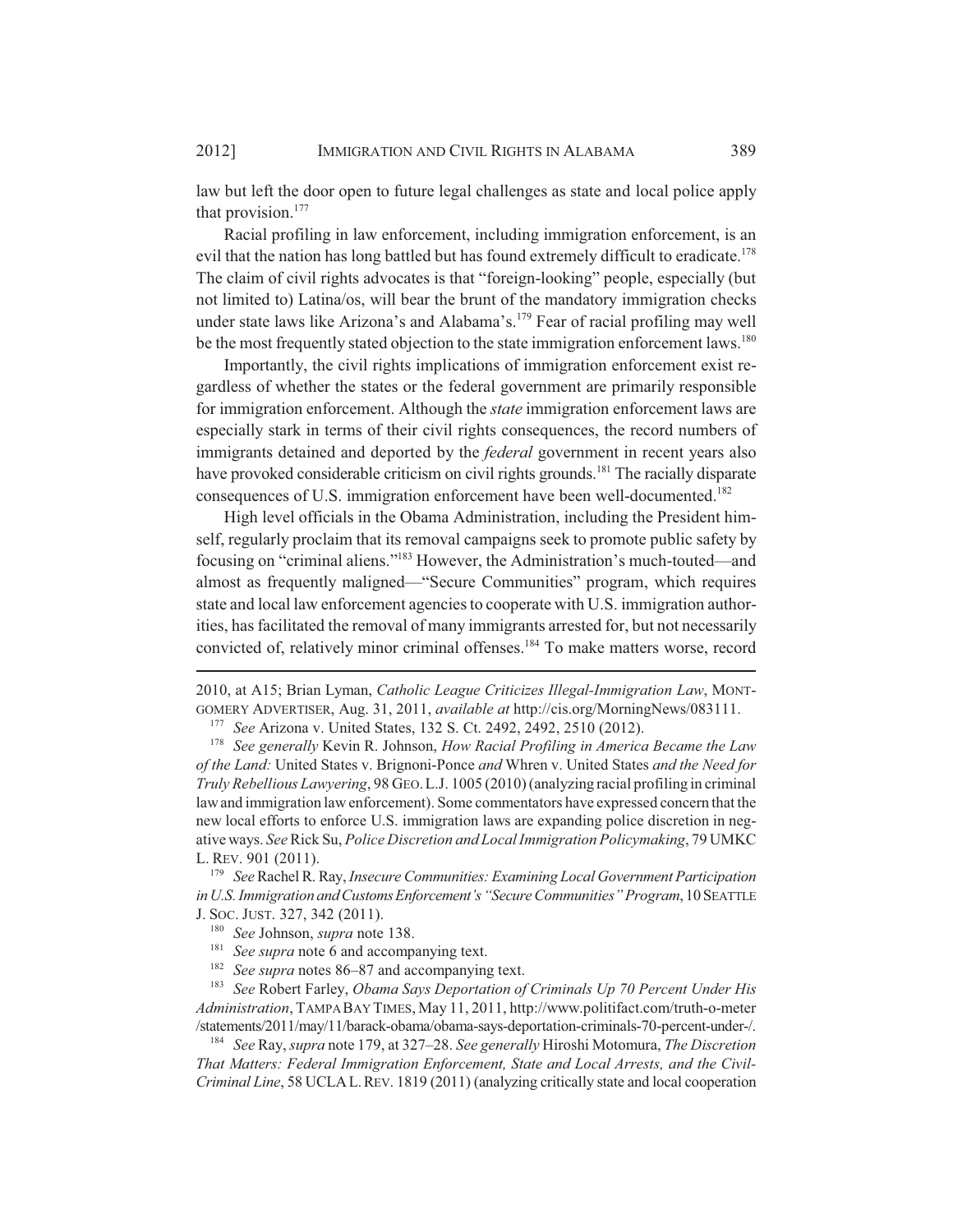law but left the door open to future legal challenges as state and local police apply that provision.[177]

Racial profiling in law enforcement, including immigration enforcement, is an evil that the nation has long battled but has found extremely difficult to eradicate.[178] The claim of civil rights advocates is that "foreign-looking" people, especially (but not limited to) Latina/os, will bear the brunt of the mandatory immigration checks under state laws like Arizona's and Alabama's.[179] Fear of racial profiling may well be the most frequently stated objection to the state immigration enforcement laws.[180]

Importantly, the civil rights implications of immigration enforcement exist regardless of whether the states or the federal government are primarily responsible for immigration enforcement. Although the *state* immigration enforcement laws are especially stark in terms of their civil rights consequences, the record numbers of immigrants detained and deported by the *federal* government in recent years also have provoked considerable criticism on civil rights grounds.[181] The racially disparate consequences of U.S. immigration enforcement have been well-documented.[182]

High level officials in the Obama Administration, including the President himself, regularly proclaim that its removal campaigns seek to promote public safety by focusing on "criminal aliens."[183] However, the Administration's much-touted—and almost as frequently maligned—"Secure Communities" program, which requires state and local law enforcement agencies to cooperate with U.S. immigration authorities, has facilitated the removal of many immigrants arrested for, but not necessarily convicted of, relatively minor criminal offenses.[184] To make matters worse, record

---

2010, at A15; Brian Lyman, *Catholic League Criticizes Illegal-Immigration Law*, MONTGOMERY ADVERTISER, Aug. 31, 2011, *available at* http://cis.org/MorningNews/083111.

[177] *See* Arizona v. United States, 132 S. Ct. 2492, 2492, 2510 (2012).

[178] *See generally* Kevin R. Johnson, *How Racial Profiling in America Became the Law of the Land:* United States v. Brignoni-Ponce *and* Whren v. United States *and the Need for Truly Rebellious Lawyering*, 98 GEO. L.J. 1005 (2010) (analyzing racial profiling in criminal law and immigration law enforcement). Some commentators have expressed concern that the new local efforts to enforce U.S. immigration laws are expanding police discretion in negative ways. *See* Rick Su, *Police Discretion and Local Immigration Policymaking*, 79 UMKC L. REV. 901 (2011).

[179] *See* Rachel R. Ray, *Insecure Communities: Examining Local Government Participation in U.S. Immigration and Customs Enforcement's "Secure Communities" Program*, 10 SEATTLE J. SOC. JUST. 327, 342 (2011).

[180] *See* Johnson, *supra* note 138.

[181] *See supra* note 6 and accompanying text.

[182] *See supra* notes 86–87 and accompanying text.

[183] *See* Robert Farley, *Obama Says Deportation of Criminals Up 70 Percent Under His Administration*, TAMPA BAY TIMES, May 11, 2011, http://www.politifact.com/truth-o-meter/statements/2011/may/11/barack-obama/obama-says-deportation-criminals-70-percent-under-/.

[184] *See* Ray, *supra* note 179, at 327–28. *See generally* Hiroshi Motomura, *The Discretion That Matters: Federal Immigration Enforcement, State and Local Arrests, and the Civil-Criminal Line*, 58 UCLA L. REV. 1819 (2011) (analyzing critically state and local cooperation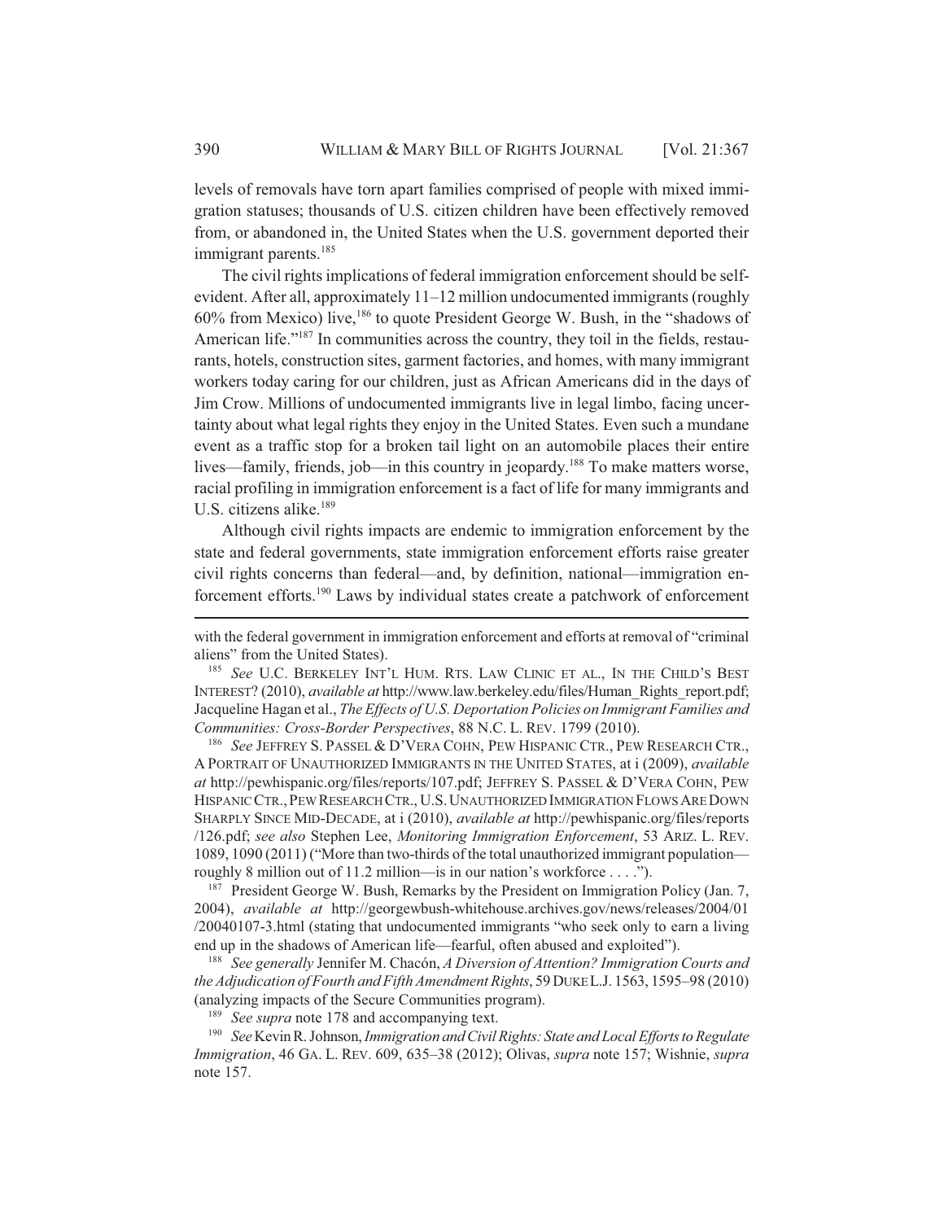levels of removals have torn apart families comprised of people with mixed immigration statuses; thousands of U.S. citizen children have been effectively removed from, or abandoned in, the United States when the U.S. government deported their immigrant parents.[185]

The civil rights implications of federal immigration enforcement should be self-evident. After all, approximately 11–12 million undocumented immigrants (roughly 60% from Mexico) live,[186] to quote President George W. Bush, in the "shadows of American life."[187] In communities across the country, they toil in the fields, restaurants, hotels, construction sites, garment factories, and homes, with many immigrant workers today caring for our children, just as African Americans did in the days of Jim Crow. Millions of undocumented immigrants live in legal limbo, facing uncertainty about what legal rights they enjoy in the United States. Even such a mundane event as a traffic stop for a broken tail light on an automobile places their entire lives—family, friends, job—in this country in jeopardy.[188] To make matters worse, racial profiling in immigration enforcement is a fact of life for many immigrants and U.S. citizens alike.[189]

Although civil rights impacts are endemic to immigration enforcement by the state and federal governments, state immigration enforcement efforts raise greater civil rights concerns than federal—and, by definition, national—immigration enforcement efforts.[190] Laws by individual states create a patchwork of enforcement

---

with the federal government in immigration enforcement and efforts at removal of "criminal aliens" from the United States).

[185] *See* U.C. BERKELEY INT'L HUM. RTS. LAW CLINIC ET AL., IN THE CHILD'S BEST INTEREST? (2010), *available at* http://www.law.berkeley.edu/files/Human_Rights_report.pdf; Jacqueline Hagan et al., *The Effects of U.S. Deportation Policies on Immigrant Families and Communities: Cross-Border Perspectives*, 88 N.C. L. REV. 1799 (2010).

[186] *See* JEFFREY S. PASSEL & D'VERA COHN, PEW HISPANIC CTR., PEW RESEARCH CTR., A PORTRAIT OF UNAUTHORIZED IMMIGRANTS IN THE UNITED STATES, at i (2009), *available at* http://pewhispanic.org/files/reports/107.pdf; JEFFREY S. PASSEL & D'VERA COHN, PEW HISPANIC CTR., PEW RESEARCH CTR., U.S. UNAUTHORIZED IMMIGRATION FLOWS ARE DOWN SHARPLY SINCE MID-DECADE, at i (2010), *available at* http://pewhispanic.org/files/reports/126.pdf; *see also* Stephen Lee, *Monitoring Immigration Enforcement*, 53 ARIZ. L. REV. 1089, 1090 (2011) ("More than two-thirds of the total unauthorized immigrant population—roughly 8 million out of 11.2 million—is in our nation's workforce . . . .").

[187] President George W. Bush, Remarks by the President on Immigration Policy (Jan. 7, 2004), *available at* http://georgewbush-whitehouse.archives.gov/news/releases/2004/01/20040107-3.html (stating that undocumented immigrants "who seek only to earn a living end up in the shadows of American life—fearful, often abused and exploited").

[188] *See generally* Jennifer M. Chacón, *A Diversion of Attention? Immigration Courts and the Adjudication of Fourth and Fifth Amendment Rights*, 59 DUKE L.J. 1563, 1595–98 (2010) (analyzing impacts of the Secure Communities program).

[189] *See supra* note 178 and accompanying text.

[190] *See* Kevin R. Johnson, *Immigration and Civil Rights: State and Local Efforts to Regulate Immigration*, 46 GA. L. REV. 609, 635–38 (2012); Olivas, *supra* note 157; Wishnie, *supra* note 157.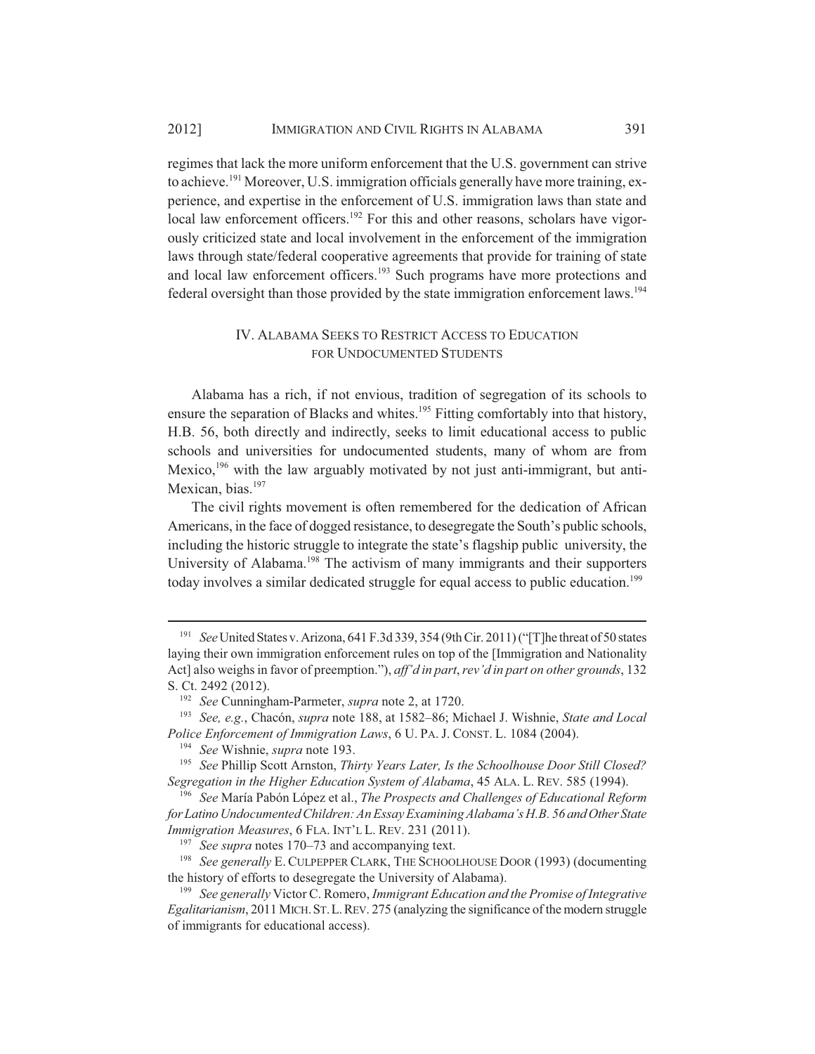regimes that lack the more uniform enforcement that the U.S. government can strive to achieve.[191] Moreover, U.S. immigration officials generally have more training, experience, and expertise in the enforcement of U.S. immigration laws than state and local law enforcement officers.[192] For this and other reasons, scholars have vigorously criticized state and local involvement in the enforcement of the immigration laws through state/federal cooperative agreements that provide for training of state and local law enforcement officers.[193] Such programs have more protections and federal oversight than those provided by the state immigration enforcement laws.[194]

## IV. ALABAMA SEEKS TO RESTRICT ACCESS TO EDUCATION FOR UNDOCUMENTED STUDENTS

Alabama has a rich, if not envious, tradition of segregation of its schools to ensure the separation of Blacks and whites.[195] Fitting comfortably into that history, H.B. 56, both directly and indirectly, seeks to limit educational access to public schools and universities for undocumented students, many of whom are from Mexico,[196] with the law arguably motivated by not just anti-immigrant, but anti-Mexican, bias.[197]

The civil rights movement is often remembered for the dedication of African Americans, in the face of dogged resistance, to desegregate the South's public schools, including the historic struggle to integrate the state's flagship public university, the University of Alabama.[198] The activism of many immigrants and their supporters today involves a similar dedicated struggle for equal access to public education.[199]

---

[191] *See* United States v. Arizona, 641 F.3d 339, 354 (9th Cir. 2011) ("[T]he threat of 50 states laying their own immigration enforcement rules on top of the [Immigration and Nationality Act] also weighs in favor of preemption."), *aff'd in part*, *rev'd in part on other grounds*, 132 S. Ct. 2492 (2012).

[192] *See* Cunningham-Parmeter, *supra* note 2, at 1720.

[193] *See, e.g.*, Chacón, *supra* note 188, at 1582–86; Michael J. Wishnie, *State and Local Police Enforcement of Immigration Laws*, 6 U. PA. J. CONST. L. 1084 (2004).

[194] *See* Wishnie, *supra* note 193.

[195] *See* Phillip Scott Arnston, *Thirty Years Later, Is the Schoolhouse Door Still Closed? Segregation in the Higher Education System of Alabama*, 45 ALA. L. REV. 585 (1994).

[196] *See* María Pabón López et al., *The Prospects and Challenges of Educational Reform for Latino Undocumented Children: An Essay Examining Alabama's H.B. 56 and Other State Immigration Measures*, 6 FLA. INT'L L. REV. 231 (2011).

[197] *See supra* notes 170–73 and accompanying text.

[198] *See generally* E. CULPEPPER CLARK, THE SCHOOLHOUSE DOOR (1993) (documenting the history of efforts to desegregate the University of Alabama).

[199] *See generally* Victor C. Romero, *Immigrant Education and the Promise of Integrative Egalitarianism*, 2011 MICH. ST. L. REV. 275 (analyzing the significance of the modern struggle of immigrants for educational access).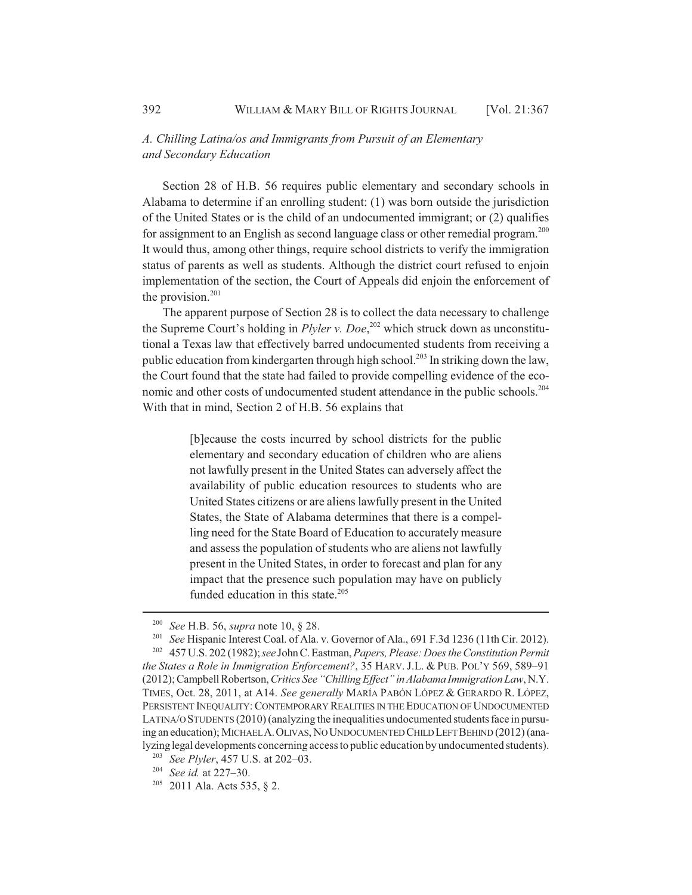### *A. Chilling Latina/os and Immigrants from Pursuit of an Elementary and Secondary Education*

Section 28 of H.B. 56 requires public elementary and secondary schools in Alabama to determine if an enrolling student: (1) was born outside the jurisdiction of the United States or is the child of an undocumented immigrant; or (2) qualifies for assignment to an English as second language class or other remedial program.[200] It would thus, among other things, require school districts to verify the immigration status of parents as well as students. Although the district court refused to enjoin implementation of the section, the Court of Appeals did enjoin the enforcement of the provision.[201]

The apparent purpose of Section 28 is to collect the data necessary to challenge the Supreme Court's holding in *Plyler v. Doe*,[202] which struck down as unconstitutional a Texas law that effectively barred undocumented students from receiving a public education from kindergarten through high school.[203] In striking down the law, the Court found that the state had failed to provide compelling evidence of the economic and other costs of undocumented student attendance in the public schools.[204] With that in mind, Section 2 of H.B. 56 explains that

> [b]ecause the costs incurred by school districts for the public elementary and secondary education of children who are aliens not lawfully present in the United States can adversely affect the availability of public education resources to students who are United States citizens or are aliens lawfully present in the United States, the State of Alabama determines that there is a compelling need for the State Board of Education to accurately measure and assess the population of students who are aliens not lawfully present in the United States, in order to forecast and plan for any impact that the presence such population may have on publicly funded education in this state.[205]

---

[200] *See* H.B. 56, *supra* note 10, § 28.

[201] *See* Hispanic Interest Coal. of Ala. v. Governor of Ala., 691 F.3d 1236 (11th Cir. 2012).

[202] 457 U.S. 202 (1982); *see* John C. Eastman, *Papers, Please: Does the Constitution Permit the States a Role in Immigration Enforcement?*, 35 HARV. J.L. & PUB. POL'Y 569, 589–91 (2012); Campbell Robertson, *Critics See "Chilling Effect" in Alabama Immigration Law*, N.Y. TIMES, Oct. 28, 2011, at A14. *See generally* MARÍA PABÓN LÓPEZ & GERARDO R. LÓPEZ, PERSISTENT INEQUALITY: CONTEMPORARY REALITIES IN THE EDUCATION OF UNDOCUMENTED LATINA/O STUDENTS (2010) (analyzing the inequalities undocumented students face in pursuing an education); MICHAEL A. OLIVAS, NO UNDOCUMENTED CHILD LEFT BEHIND (2012) (analyzing legal developments concerning access to public education by undocumented students).

[203] *See Plyler*, 457 U.S. at 202–03.

[204] *See id.* at 227–30.

[205] 2011 Ala. Acts 535, § 2.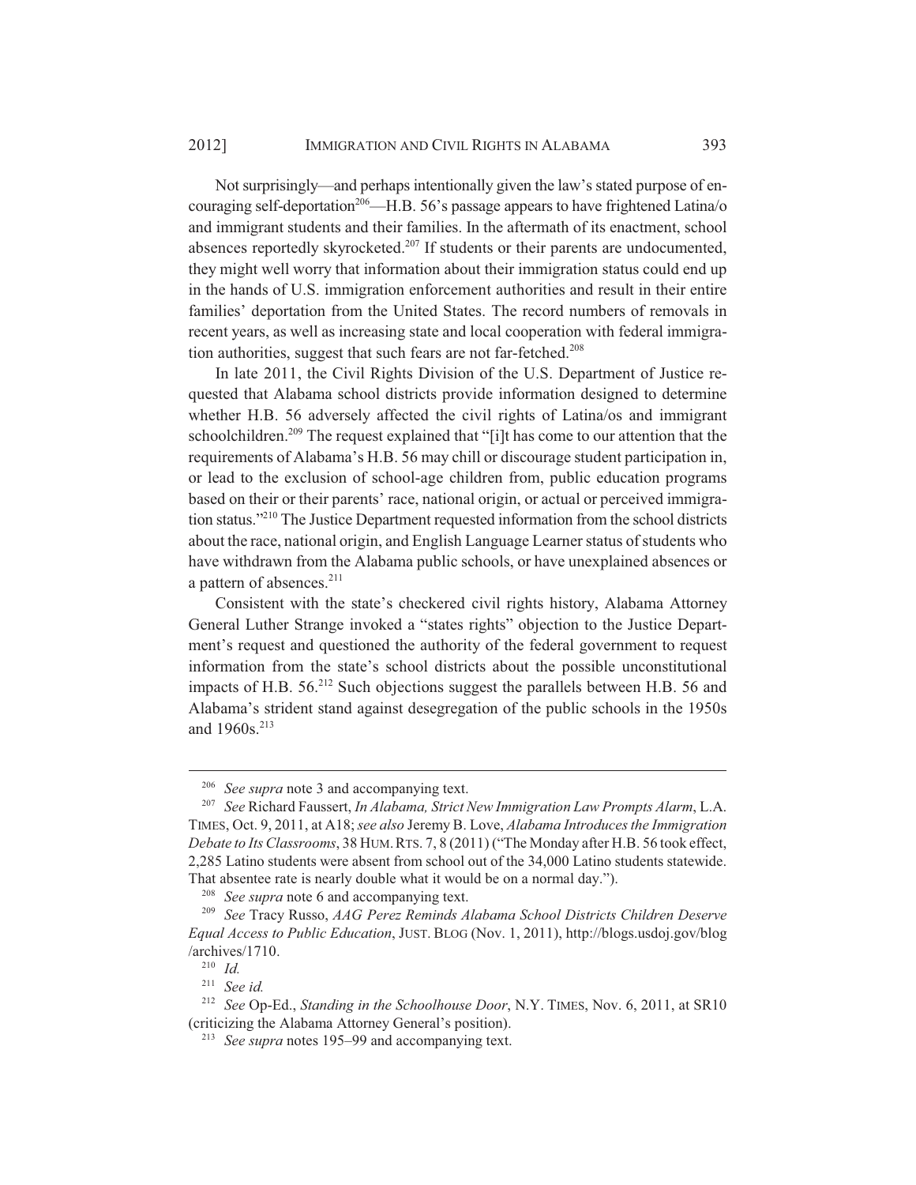Not surprisingly—and perhaps intentionally given the law's stated purpose of encouraging self-deportation[206]—H.B. 56's passage appears to have frightened Latina/o and immigrant students and their families. In the aftermath of its enactment, school absences reportedly skyrocketed.[207] If students or their parents are undocumented, they might well worry that information about their immigration status could end up in the hands of U.S. immigration enforcement authorities and result in their entire families' deportation from the United States. The record numbers of removals in recent years, as well as increasing state and local cooperation with federal immigration authorities, suggest that such fears are not far-fetched.[208]

In late 2011, the Civil Rights Division of the U.S. Department of Justice requested that Alabama school districts provide information designed to determine whether H.B. 56 adversely affected the civil rights of Latina/os and immigrant schoolchildren.[209] The request explained that "[i]t has come to our attention that the requirements of Alabama's H.B. 56 may chill or discourage student participation in, or lead to the exclusion of school-age children from, public education programs based on their or their parents' race, national origin, or actual or perceived immigration status."[210] The Justice Department requested information from the school districts about the race, national origin, and English Language Learner status of students who have withdrawn from the Alabama public schools, or have unexplained absences or a pattern of absences.[211]

Consistent with the state's checkered civil rights history, Alabama Attorney General Luther Strange invoked a "states rights" objection to the Justice Department's request and questioned the authority of the federal government to request information from the state's school districts about the possible unconstitutional impacts of H.B. 56.[212] Such objections suggest the parallels between H.B. 56 and Alabama's strident stand against desegregation of the public schools in the 1950s and 1960s.[213]

---

[206] *See supra* note 3 and accompanying text.

[207] *See* Richard Faussert, *In Alabama, Strict New Immigration Law Prompts Alarm*, L.A. TIMES, Oct. 9, 2011, at A18; *see also* Jeremy B. Love, *Alabama Introduces the Immigration Debate to Its Classrooms*, 38 HUM. RTS. 7, 8 (2011) ("The Monday after H.B. 56 took effect, 2,285 Latino students were absent from school out of the 34,000 Latino students statewide. That absentee rate is nearly double what it would be on a normal day.").

[208] *See supra* note 6 and accompanying text.

[209] *See* Tracy Russo, *AAG Perez Reminds Alabama School Districts Children Deserve Equal Access to Public Education*, JUST. BLOG (Nov. 1, 2011), http://blogs.usdoj.gov/blog/archives/1710.

[210] *Id.*

[211] *See id.*

[212] *See* Op-Ed., *Standing in the Schoolhouse Door*, N.Y. TIMES, Nov. 6, 2011, at SR10 (criticizing the Alabama Attorney General's position).

[213] *See supra* notes 195–99 and accompanying text.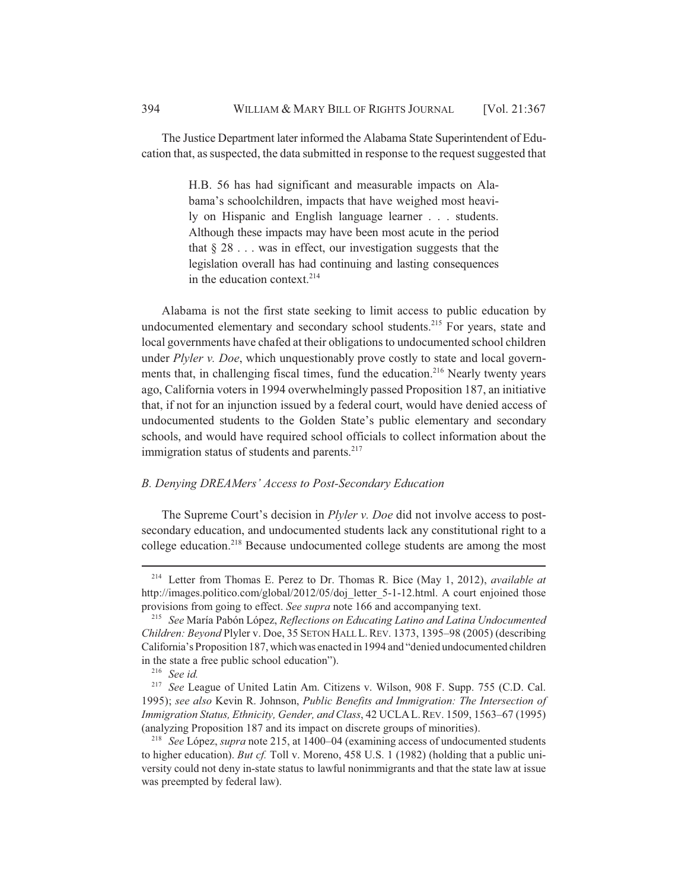The Justice Department later informed the Alabama State Superintendent of Education that, as suspected, the data submitted in response to the request suggested that

> H.B. 56 has had significant and measurable impacts on Alabama's schoolchildren, impacts that have weighed most heavily on Hispanic and English language learner . . . students. Although these impacts may have been most acute in the period that § 28 . . . was in effect, our investigation suggests that the legislation overall has had continuing and lasting consequences in the education context.[214]

Alabama is not the first state seeking to limit access to public education by undocumented elementary and secondary school students.[215] For years, state and local governments have chafed at their obligations to undocumented school children under *Plyler v. Doe*, which unquestionably prove costly to state and local governments that, in challenging fiscal times, fund the education.[216] Nearly twenty years ago, California voters in 1994 overwhelmingly passed Proposition 187, an initiative that, if not for an injunction issued by a federal court, would have denied access of undocumented students to the Golden State's public elementary and secondary schools, and would have required school officials to collect information about the immigration status of students and parents.[217]

### *B. Denying DREAMers' Access to Post-Secondary Education*

The Supreme Court's decision in *Plyler v. Doe* did not involve access to post-secondary education, and undocumented students lack any constitutional right to a college education.[218] Because undocumented college students are among the most

---

[214] Letter from Thomas E. Perez to Dr. Thomas R. Bice (May 1, 2012), *available at* http://images.politico.com/global/2012/05/doj_letter_5-1-12.html. A court enjoined those provisions from going to effect. *See supra* note 166 and accompanying text.

[215] *See* María Pabón López, *Reflections on Educating Latino and Latina Undocumented Children: Beyond* Plyler v. Doe, 35 SETON HALL L. REV. 1373, 1395–98 (2005) (describing California's Proposition 187, which was enacted in 1994 and "denied undocumented children in the state a free public school education").

[216] *See id.*

[217] *See* League of United Latin Am. Citizens v. Wilson, 908 F. Supp. 755 (C.D. Cal. 1995); *see also* Kevin R. Johnson, *Public Benefits and Immigration: The Intersection of Immigration Status, Ethnicity, Gender, and Class*, 42 UCLA L. REV. 1509, 1563–67 (1995) (analyzing Proposition 187 and its impact on discrete groups of minorities).

[218] *See* López, *supra* note 215, at 1400–04 (examining access of undocumented students to higher education). *But cf.* Toll v. Moreno, 458 U.S. 1 (1982) (holding that a public university could not deny in-state status to lawful nonimmigrants and that the state law at issue was preempted by federal law).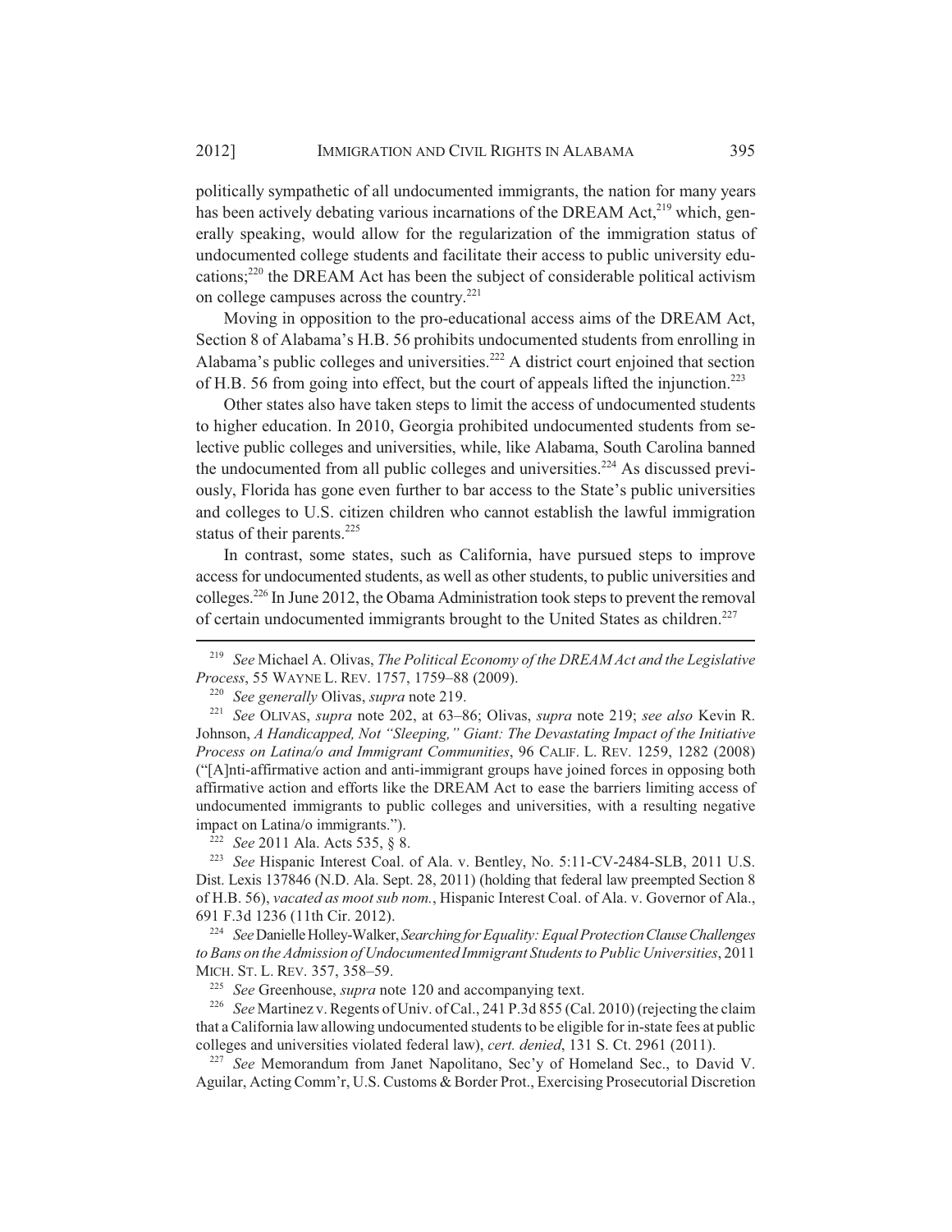politically sympathetic of all undocumented immigrants, the nation for many years has been actively debating various incarnations of the DREAM Act,[219] which, generally speaking, would allow for the regularization of the immigration status of undocumented college students and facilitate their access to public university educations;[220] the DREAM Act has been the subject of considerable political activism on college campuses across the country.[221]

Moving in opposition to the pro-educational access aims of the DREAM Act, Section 8 of Alabama's H.B. 56 prohibits undocumented students from enrolling in Alabama's public colleges and universities.[222] A district court enjoined that section of H.B. 56 from going into effect, but the court of appeals lifted the injunction.[223]

Other states also have taken steps to limit the access of undocumented students to higher education. In 2010, Georgia prohibited undocumented students from selective public colleges and universities, while, like Alabama, South Carolina banned the undocumented from all public colleges and universities.[224] As discussed previously, Florida has gone even further to bar access to the State's public universities and colleges to U.S. citizen children who cannot establish the lawful immigration status of their parents.[225]

In contrast, some states, such as California, have pursued steps to improve access for undocumented students, as well as other students, to public universities and colleges.[226] In June 2012, the Obama Administration took steps to prevent the removal of certain undocumented immigrants brought to the United States as children.[227]

---

[219] *See* Michael A. Olivas, *The Political Economy of the DREAM Act and the Legislative Process*, 55 WAYNE L. REV. 1757, 1759–88 (2009).

[220] *See generally* Olivas, *supra* note 219.

[221] *See* OLIVAS, *supra* note 202, at 63–86; Olivas, *supra* note 219; *see also* Kevin R. Johnson, *A Handicapped, Not "Sleeping," Giant: The Devastating Impact of the Initiative Process on Latina/o and Immigrant Communities*, 96 CALIF. L. REV. 1259, 1282 (2008) ("[A]nti-affirmative action and anti-immigrant groups have joined forces in opposing both affirmative action and efforts like the DREAM Act to ease the barriers limiting access of undocumented immigrants to public colleges and universities, with a resulting negative impact on Latina/o immigrants.").

[222] *See* 2011 Ala. Acts 535, § 8.

[223] *See* Hispanic Interest Coal. of Ala. v. Bentley, No. 5:11-CV-2484-SLB, 2011 U.S. Dist. Lexis 137846 (N.D. Ala. Sept. 28, 2011) (holding that federal law preempted Section 8 of H.B. 56), *vacated as moot sub nom.*, Hispanic Interest Coal. of Ala. v. Governor of Ala., 691 F.3d 1236 (11th Cir. 2012).

[224] *See* Danielle Holley-Walker, *Searching for Equality: Equal Protection Clause Challenges to Bans on the Admission of Undocumented Immigrant Students to Public Universities*, 2011 MICH. ST. L. REV. 357, 358–59.

[225] *See* Greenhouse, *supra* note 120 and accompanying text.

[226] *See* Martinez v. Regents of Univ. of Cal., 241 P.3d 855 (Cal. 2010) (rejecting the claim that a California law allowing undocumented students to be eligible for in-state fees at public colleges and universities violated federal law), *cert. denied*, 131 S. Ct. 2961 (2011).

[227] *See* Memorandum from Janet Napolitano, Sec'y of Homeland Sec., to David V. Aguilar, Acting Comm'r, U.S. Customs & Border Prot., Exercising Prosecutorial Discretion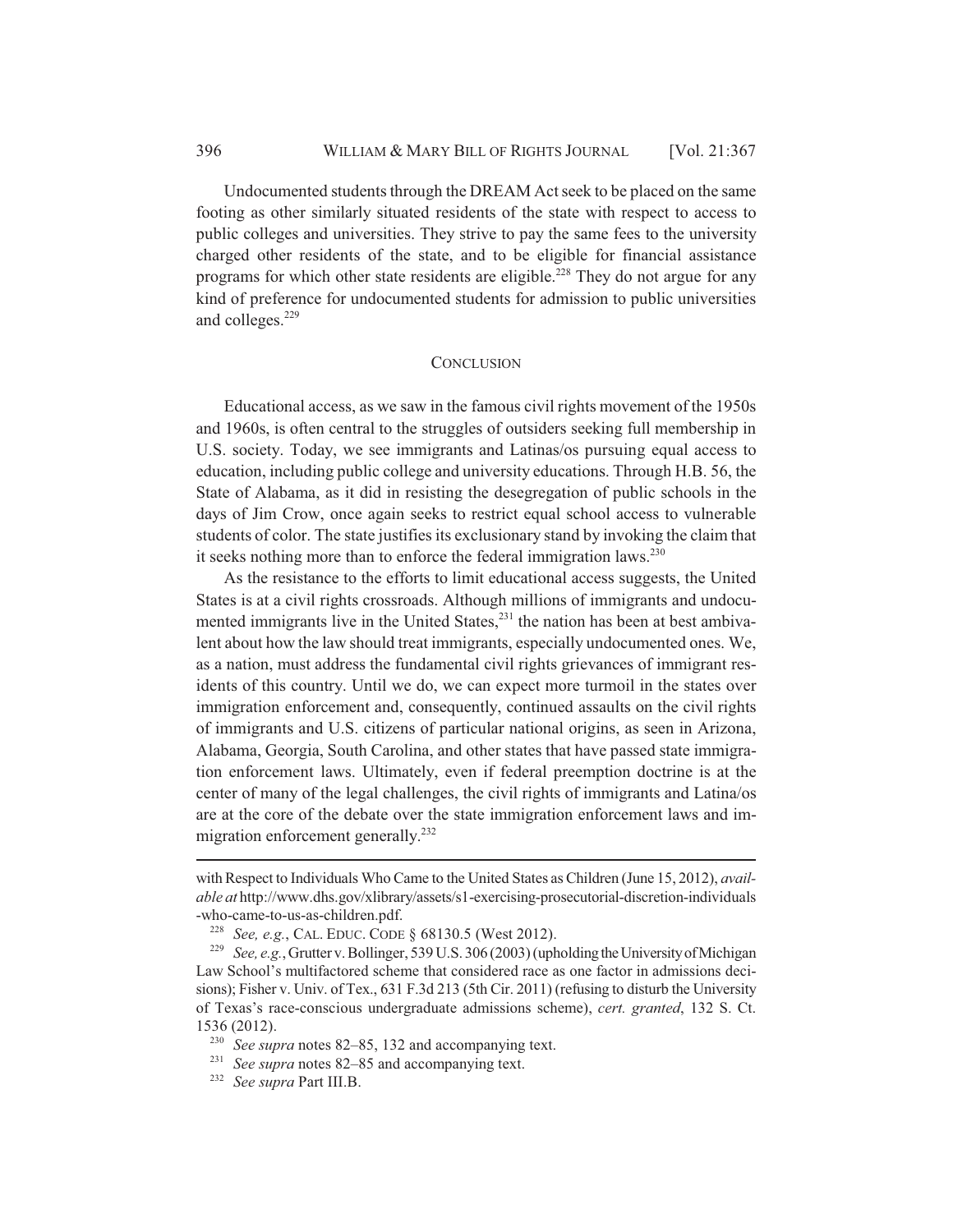Undocumented students through the DREAM Act seek to be placed on the same footing as other similarly situated residents of the state with respect to access to public colleges and universities. They strive to pay the same fees to the university charged other residents of the state, and to be eligible for financial assistance programs for which other state residents are eligible.[228] They do not argue for any kind of preference for undocumented students for admission to public universities and colleges.[229]

## CONCLUSION

Educational access, as we saw in the famous civil rights movement of the 1950s and 1960s, is often central to the struggles of outsiders seeking full membership in U.S. society. Today, we see immigrants and Latinas/os pursuing equal access to education, including public college and university educations. Through H.B. 56, the State of Alabama, as it did in resisting the desegregation of public schools in the days of Jim Crow, once again seeks to restrict equal school access to vulnerable students of color. The state justifies its exclusionary stand by invoking the claim that it seeks nothing more than to enforce the federal immigration laws.[230]

As the resistance to the efforts to limit educational access suggests, the United States is at a civil rights crossroads. Although millions of immigrants and undocumented immigrants live in the United States,[231] the nation has been at best ambivalent about how the law should treat immigrants, especially undocumented ones. We, as a nation, must address the fundamental civil rights grievances of immigrant residents of this country. Until we do, we can expect more turmoil in the states over immigration enforcement and, consequently, continued assaults on the civil rights of immigrants and U.S. citizens of particular national origins, as seen in Arizona, Alabama, Georgia, South Carolina, and other states that have passed state immigration enforcement laws. Ultimately, even if federal preemption doctrine is at the center of many of the legal challenges, the civil rights of immigrants and Latina/os are at the core of the debate over the state immigration enforcement laws and immigration enforcement generally.[232]

---

with Respect to Individuals Who Came to the United States as Children (June 15, 2012), *available at* http://www.dhs.gov/xlibrary/assets/s1-exercising-prosecutorial-discretion-individuals-who-came-to-us-as-children.pdf.

[228] *See, e.g.*, CAL. EDUC. CODE § 68130.5 (West 2012).

[229] *See, e.g.*, Grutter v. Bollinger, 539 U.S. 306 (2003) (upholding the University of Michigan Law School's multifactored scheme that considered race as one factor in admissions decisions); Fisher v. Univ. of Tex., 631 F.3d 213 (5th Cir. 2011) (refusing to disturb the University of Texas's race-conscious undergraduate admissions scheme), *cert. granted*, 132 S. Ct. 1536 (2012).

[230] *See supra* notes 82–85, 132 and accompanying text.

[231] *See supra* notes 82–85 and accompanying text.

[232] *See supra* Part III.B.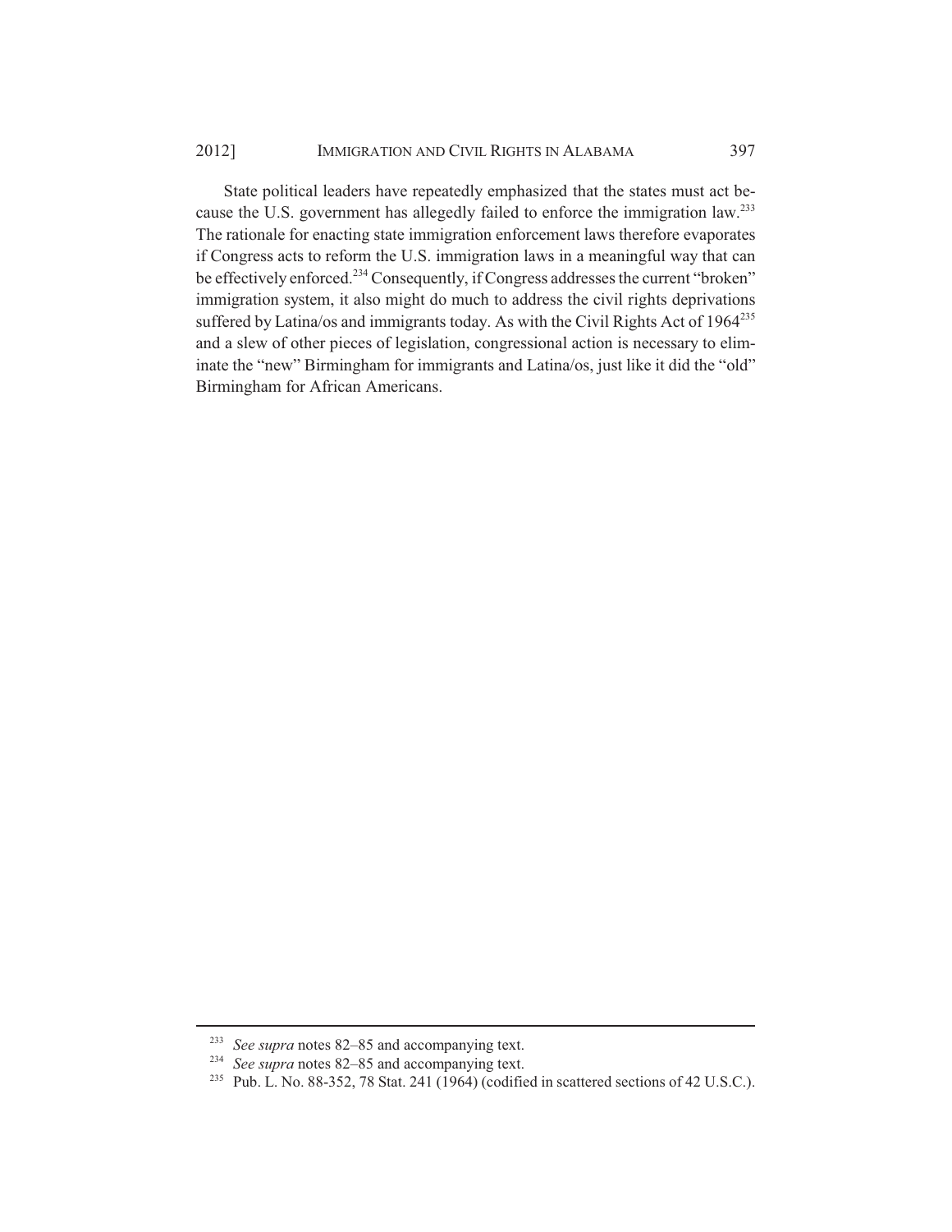State political leaders have repeatedly emphasized that the states must act because the U.S. government has allegedly failed to enforce the immigration law.[233] The rationale for enacting state immigration enforcement laws therefore evaporates if Congress acts to reform the U.S. immigration laws in a meaningful way that can be effectively enforced.[234] Consequently, if Congress addresses the current "broken" immigration system, it also might do much to address the civil rights deprivations suffered by Latina/os and immigrants today. As with the Civil Rights Act of 1964[235] and a slew of other pieces of legislation, congressional action is necessary to eliminate the "new" Birmingham for immigrants and Latina/os, just like it did the "old" Birmingham for African Americans.

---

[233] *See supra* notes 82–85 and accompanying text.

[234] *See supra* notes 82–85 and accompanying text.

[235] Pub. L. No. 88-352, 78 Stat. 241 (1964) (codified in scattered sections of 42 U.S.C.).